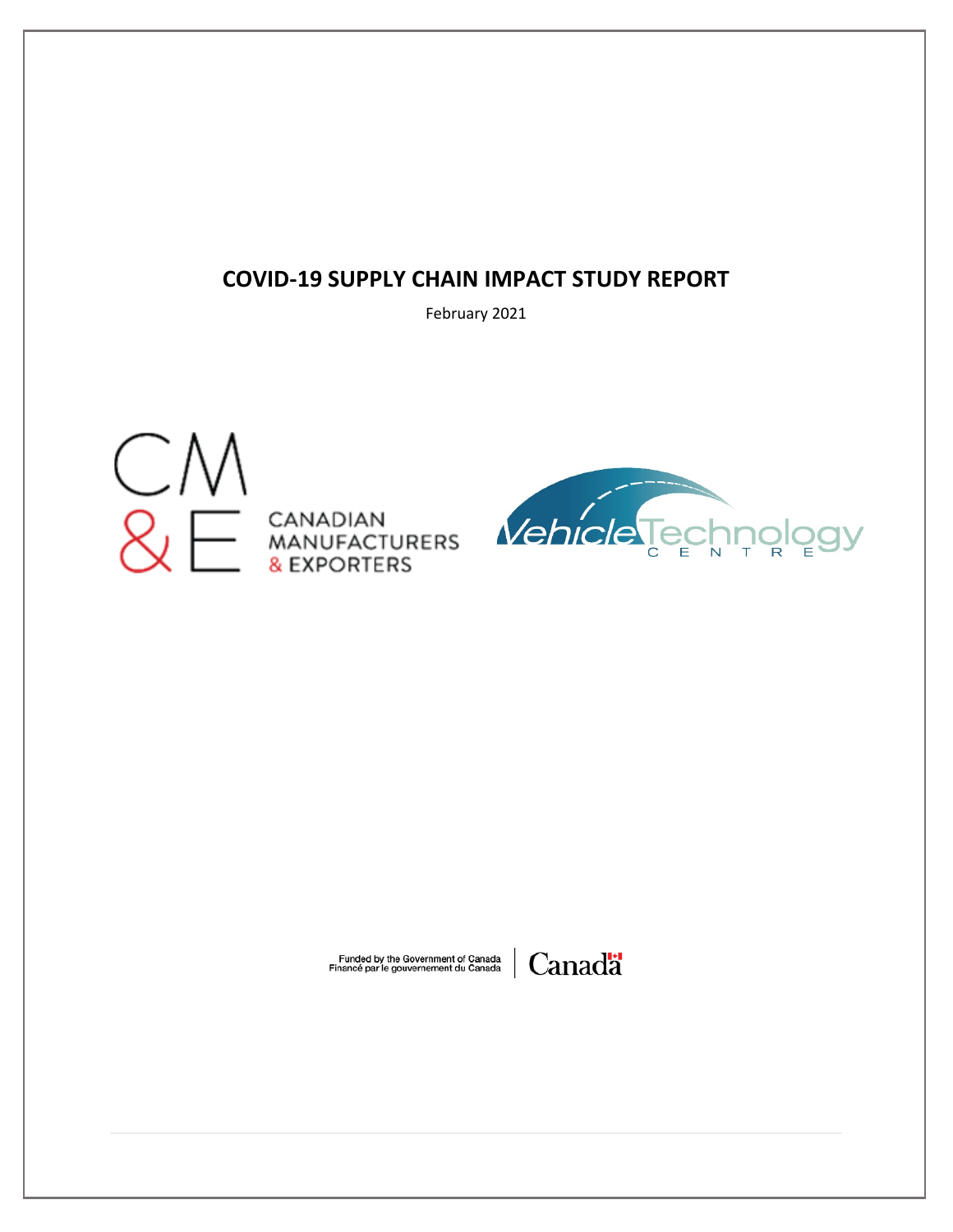# COVID-19 SUPPLY CHAIN IMPACT STUDY REPORT

February 2021

CANADIAN MANUFACTURERS & EXPORTERS

Vehicle Technology CENTRE

Funded by the Government of Canada
Financé par le gouvernement du Canada

Canada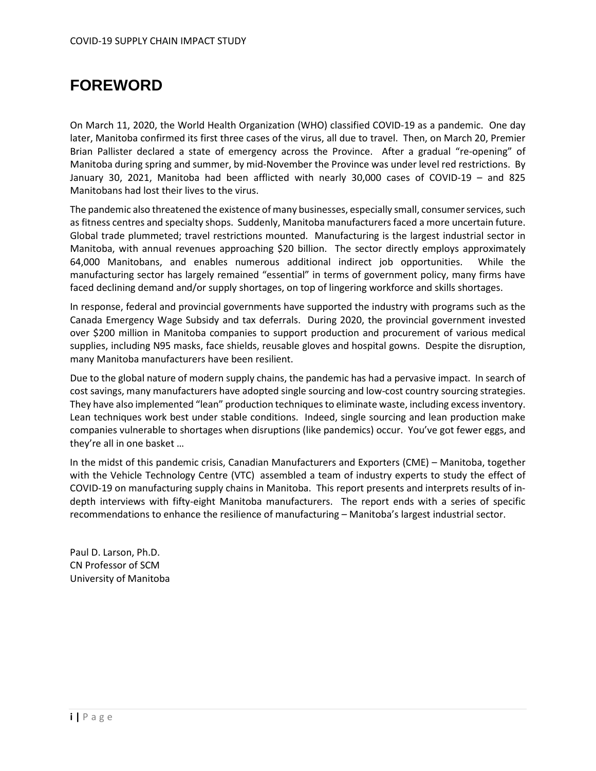# FOREWORD

On March 11, 2020, the World Health Organization (WHO) classified COVID-19 as a pandemic. One day later, Manitoba confirmed its first three cases of the virus, all due to travel. Then, on March 20, Premier Brian Pallister declared a state of emergency across the Province. After a gradual "re-opening" of Manitoba during spring and summer, by mid-November the Province was under level red restrictions. By January 30, 2021, Manitoba had been afflicted with nearly 30,000 cases of COVID-19 – and 825 Manitobans had lost their lives to the virus.

The pandemic also threatened the existence of many businesses, especially small, consumer services, such as fitness centres and specialty shops. Suddenly, Manitoba manufacturers faced a more uncertain future. Global trade plummeted; travel restrictions mounted. Manufacturing is the largest industrial sector in Manitoba, with annual revenues approaching $20 billion. The sector directly employs approximately 64,000 Manitobans, and enables numerous additional indirect job opportunities. While the manufacturing sector has largely remained "essential" in terms of government policy, many firms have faced declining demand and/or supply shortages, on top of lingering workforce and skills shortages.

In response, federal and provincial governments have supported the industry with programs such as the Canada Emergency Wage Subsidy and tax deferrals. During 2020, the provincial government invested over $200 million in Manitoba companies to support production and procurement of various medical supplies, including N95 masks, face shields, reusable gloves and hospital gowns. Despite the disruption, many Manitoba manufacturers have been resilient.

Due to the global nature of modern supply chains, the pandemic has had a pervasive impact. In search of cost savings, many manufacturers have adopted single sourcing and low-cost country sourcing strategies. They have also implemented "lean" production techniques to eliminate waste, including excess inventory. Lean techniques work best under stable conditions. Indeed, single sourcing and lean production make companies vulnerable to shortages when disruptions (like pandemics) occur. You've got fewer eggs, and they're all in one basket …

In the midst of this pandemic crisis, Canadian Manufacturers and Exporters (CME) – Manitoba, together with the Vehicle Technology Centre (VTC) assembled a team of industry experts to study the effect of COVID-19 on manufacturing supply chains in Manitoba. This report presents and interprets results of in-depth interviews with fifty-eight Manitoba manufacturers. The report ends with a series of specific recommendations to enhance the resilience of manufacturing – Manitoba's largest industrial sector.

Paul D. Larson, Ph.D.
CN Professor of SCM
University of Manitoba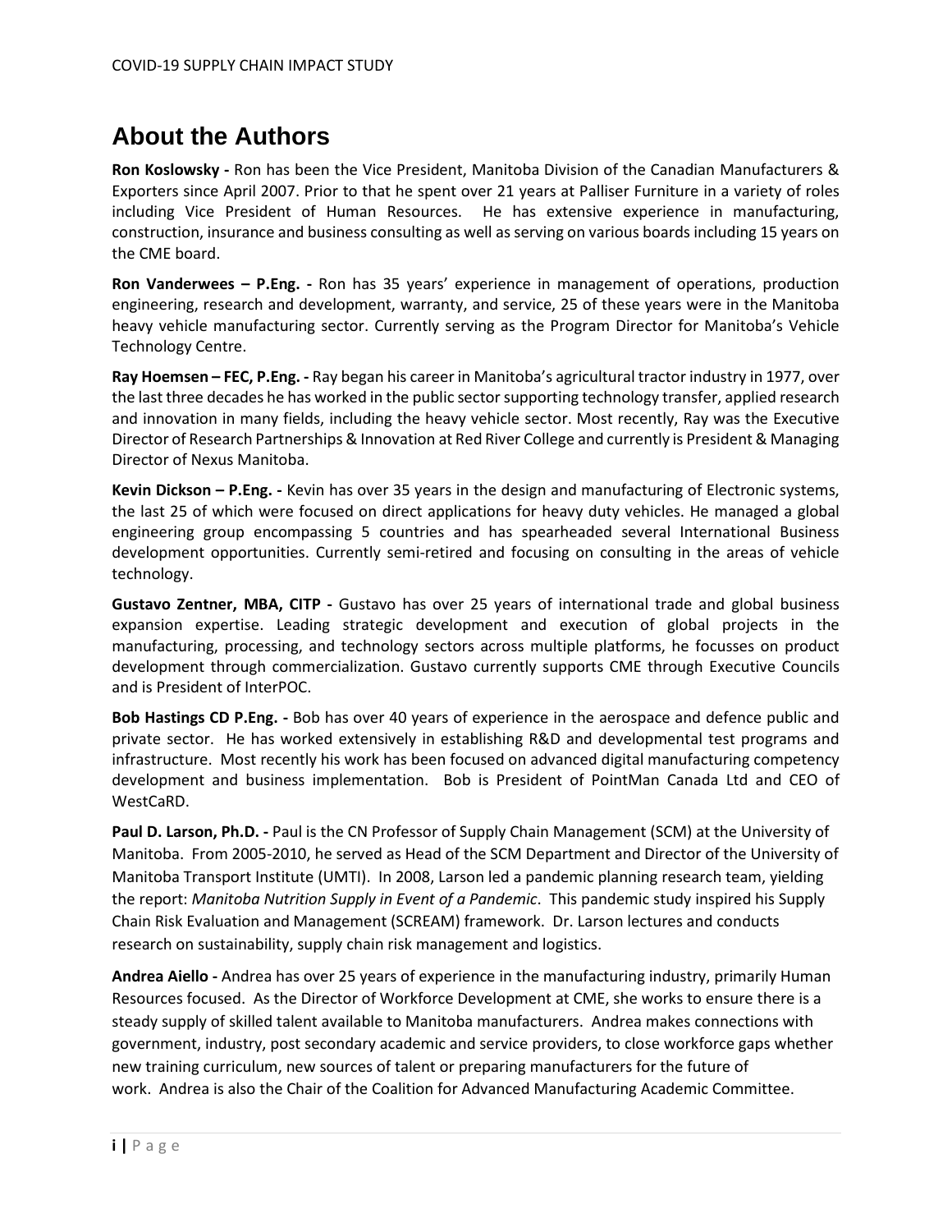# About the Authors

**Ron Koslowsky -** Ron has been the Vice President, Manitoba Division of the Canadian Manufacturers & Exporters since April 2007. Prior to that he spent over 21 years at Palliser Furniture in a variety of roles including Vice President of Human Resources. He has extensive experience in manufacturing, construction, insurance and business consulting as well as serving on various boards including 15 years on the CME board.

**Ron Vanderwees – P.Eng. -** Ron has 35 years' experience in management of operations, production engineering, research and development, warranty, and service, 25 of these years were in the Manitoba heavy vehicle manufacturing sector. Currently serving as the Program Director for Manitoba's Vehicle Technology Centre.

**Ray Hoemsen – FEC, P.Eng. -** Ray began his career in Manitoba's agricultural tractor industry in 1977, over the last three decades he has worked in the public sector supporting technology transfer, applied research and innovation in many fields, including the heavy vehicle sector. Most recently, Ray was the Executive Director of Research Partnerships & Innovation at Red River College and currently is President & Managing Director of Nexus Manitoba.

**Kevin Dickson – P.Eng. -** Kevin has over 35 years in the design and manufacturing of Electronic systems, the last 25 of which were focused on direct applications for heavy duty vehicles. He managed a global engineering group encompassing 5 countries and has spearheaded several International Business development opportunities. Currently semi-retired and focusing on consulting in the areas of vehicle technology.

**Gustavo Zentner, MBA, CITP -** Gustavo has over 25 years of international trade and global business expansion expertise. Leading strategic development and execution of global projects in the manufacturing, processing, and technology sectors across multiple platforms, he focusses on product development through commercialization. Gustavo currently supports CME through Executive Councils and is President of InterPOC.

**Bob Hastings CD P.Eng. -** Bob has over 40 years of experience in the aerospace and defence public and private sector. He has worked extensively in establishing R&D and developmental test programs and infrastructure. Most recently his work has been focused on advanced digital manufacturing competency development and business implementation. Bob is President of PointMan Canada Ltd and CEO of WestCaRD.

**Paul D. Larson, Ph.D. -** Paul is the CN Professor of Supply Chain Management (SCM) at the University of Manitoba. From 2005-2010, he served as Head of the SCM Department and Director of the University of Manitoba Transport Institute (UMTI). In 2008, Larson led a pandemic planning research team, yielding the report: *Manitoba Nutrition Supply in Event of a Pandemic*. This pandemic study inspired his Supply Chain Risk Evaluation and Management (SCREAM) framework. Dr. Larson lectures and conducts research on sustainability, supply chain risk management and logistics.

**Andrea Aiello -** Andrea has over 25 years of experience in the manufacturing industry, primarily Human Resources focused. As the Director of Workforce Development at CME, she works to ensure there is a steady supply of skilled talent available to Manitoba manufacturers. Andrea makes connections with government, industry, post secondary academic and service providers, to close workforce gaps whether new training curriculum, new sources of talent or preparing manufacturers for the future of work. Andrea is also the Chair of the Coalition for Advanced Manufacturing Academic Committee.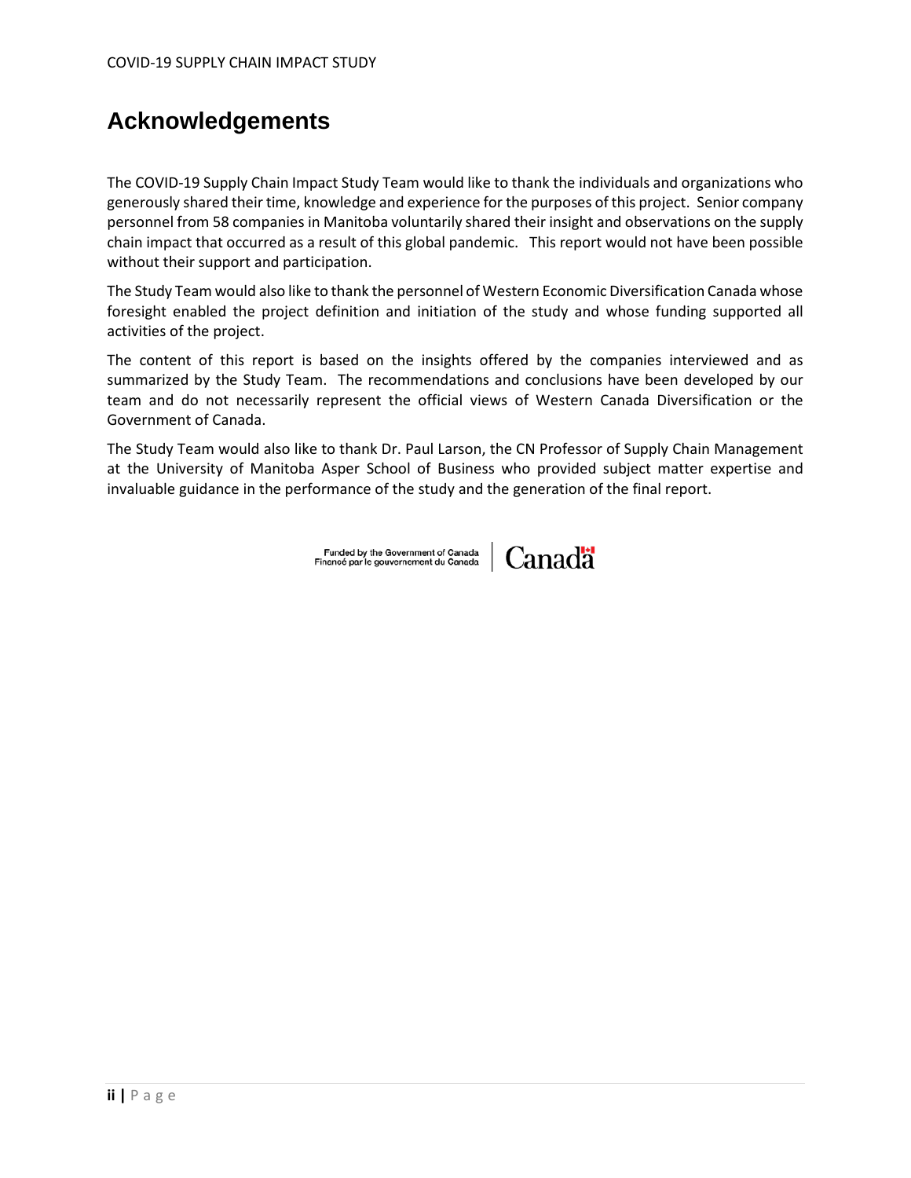## Acknowledgements

The COVID-19 Supply Chain Impact Study Team would like to thank the individuals and organizations who generously shared their time, knowledge and experience for the purposes of this project. Senior company personnel from 58 companies in Manitoba voluntarily shared their insight and observations on the supply chain impact that occurred as a result of this global pandemic. This report would not have been possible without their support and participation.

The Study Team would also like to thank the personnel of Western Economic Diversification Canada whose foresight enabled the project definition and initiation of the study and whose funding supported all activities of the project.

The content of this report is based on the insights offered by the companies interviewed and as summarized by the Study Team. The recommendations and conclusions have been developed by our team and do not necessarily represent the official views of Western Canada Diversification or the Government of Canada.

The Study Team would also like to thank Dr. Paul Larson, the CN Professor of Supply Chain Management at the University of Manitoba Asper School of Business who provided subject matter expertise and invaluable guidance in the performance of the study and the generation of the final report.

Funded by the Government of Canada
Financé par le gouvernement du Canada | Canada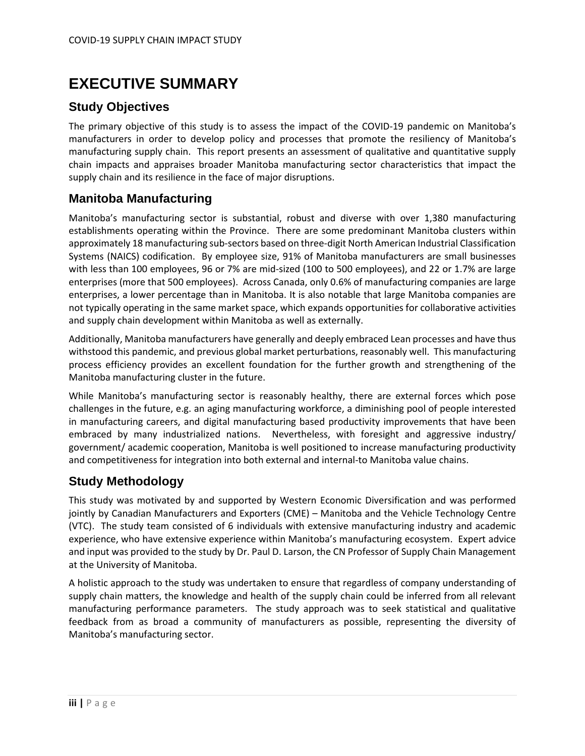# EXECUTIVE SUMMARY

## Study Objectives

The primary objective of this study is to assess the impact of the COVID-19 pandemic on Manitoba's manufacturers in order to develop policy and processes that promote the resiliency of Manitoba's manufacturing supply chain. This report presents an assessment of qualitative and quantitative supply chain impacts and appraises broader Manitoba manufacturing sector characteristics that impact the supply chain and its resilience in the face of major disruptions.

## Manitoba Manufacturing

Manitoba's manufacturing sector is substantial, robust and diverse with over 1,380 manufacturing establishments operating within the Province. There are some predominant Manitoba clusters within approximately 18 manufacturing sub-sectors based on three-digit North American Industrial Classification Systems (NAICS) codification. By employee size, 91% of Manitoba manufacturers are small businesses with less than 100 employees, 96 or 7% are mid-sized (100 to 500 employees), and 22 or 1.7% are large enterprises (more that 500 employees). Across Canada, only 0.6% of manufacturing companies are large enterprises, a lower percentage than in Manitoba. It is also notable that large Manitoba companies are not typically operating in the same market space, which expands opportunities for collaborative activities and supply chain development within Manitoba as well as externally.

Additionally, Manitoba manufacturers have generally and deeply embraced Lean processes and have thus withstood this pandemic, and previous global market perturbations, reasonably well. This manufacturing process efficiency provides an excellent foundation for the further growth and strengthening of the Manitoba manufacturing cluster in the future.

While Manitoba's manufacturing sector is reasonably healthy, there are external forces which pose challenges in the future, e.g. an aging manufacturing workforce, a diminishing pool of people interested in manufacturing careers, and digital manufacturing based productivity improvements that have been embraced by many industrialized nations. Nevertheless, with foresight and aggressive industry/ government/ academic cooperation, Manitoba is well positioned to increase manufacturing productivity and competitiveness for integration into both external and internal-to Manitoba value chains.

## Study Methodology

This study was motivated by and supported by Western Economic Diversification and was performed jointly by Canadian Manufacturers and Exporters (CME) – Manitoba and the Vehicle Technology Centre (VTC). The study team consisted of 6 individuals with extensive manufacturing industry and academic experience, who have extensive experience within Manitoba's manufacturing ecosystem. Expert advice and input was provided to the study by Dr. Paul D. Larson, the CN Professor of Supply Chain Management at the University of Manitoba.

A holistic approach to the study was undertaken to ensure that regardless of company understanding of supply chain matters, the knowledge and health of the supply chain could be inferred from all relevant manufacturing performance parameters. The study approach was to seek statistical and qualitative feedback from as broad a community of manufacturers as possible, representing the diversity of Manitoba's manufacturing sector.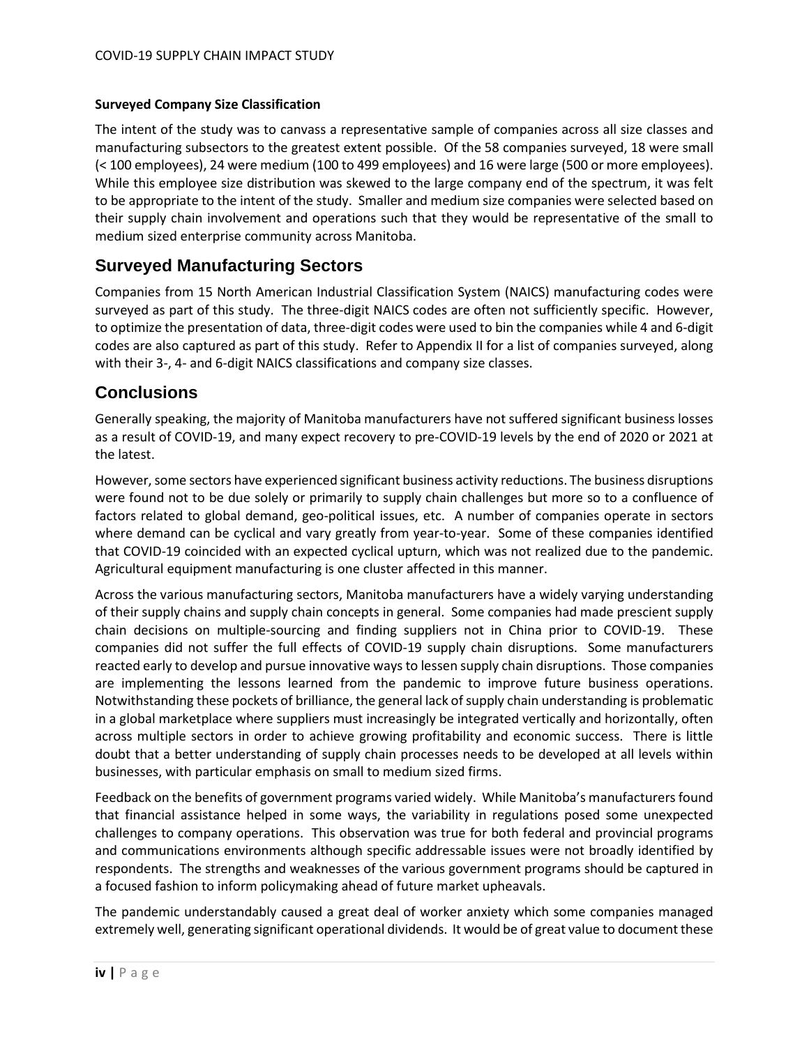**Surveyed Company Size Classification**

The intent of the study was to canvass a representative sample of companies across all size classes and manufacturing subsectors to the greatest extent possible. Of the 58 companies surveyed, 18 were small (< 100 employees), 24 were medium (100 to 499 employees) and 16 were large (500 or more employees). While this employee size distribution was skewed to the large company end of the spectrum, it was felt to be appropriate to the intent of the study. Smaller and medium size companies were selected based on their supply chain involvement and operations such that they would be representative of the small to medium sized enterprise community across Manitoba.

## Surveyed Manufacturing Sectors

Companies from 15 North American Industrial Classification System (NAICS) manufacturing codes were surveyed as part of this study. The three-digit NAICS codes are often not sufficiently specific. However, to optimize the presentation of data, three-digit codes were used to bin the companies while 4 and 6-digit codes are also captured as part of this study. Refer to Appendix II for a list of companies surveyed, along with their 3-, 4- and 6-digit NAICS classifications and company size classes.

## Conclusions

Generally speaking, the majority of Manitoba manufacturers have not suffered significant business losses as a result of COVID-19, and many expect recovery to pre-COVID-19 levels by the end of 2020 or 2021 at the latest.

However, some sectors have experienced significant business activity reductions. The business disruptions were found not to be due solely or primarily to supply chain challenges but more so to a confluence of factors related to global demand, geo-political issues, etc. A number of companies operate in sectors where demand can be cyclical and vary greatly from year-to-year. Some of these companies identified that COVID-19 coincided with an expected cyclical upturn, which was not realized due to the pandemic. Agricultural equipment manufacturing is one cluster affected in this manner.

Across the various manufacturing sectors, Manitoba manufacturers have a widely varying understanding of their supply chains and supply chain concepts in general. Some companies had made prescient supply chain decisions on multiple-sourcing and finding suppliers not in China prior to COVID-19. These companies did not suffer the full effects of COVID-19 supply chain disruptions. Some manufacturers reacted early to develop and pursue innovative ways to lessen supply chain disruptions. Those companies are implementing the lessons learned from the pandemic to improve future business operations. Notwithstanding these pockets of brilliance, the general lack of supply chain understanding is problematic in a global marketplace where suppliers must increasingly be integrated vertically and horizontally, often across multiple sectors in order to achieve growing profitability and economic success. There is little doubt that a better understanding of supply chain processes needs to be developed at all levels within businesses, with particular emphasis on small to medium sized firms.

Feedback on the benefits of government programs varied widely. While Manitoba's manufacturers found that financial assistance helped in some ways, the variability in regulations posed some unexpected challenges to company operations. This observation was true for both federal and provincial programs and communications environments although specific addressable issues were not broadly identified by respondents. The strengths and weaknesses of the various government programs should be captured in a focused fashion to inform policymaking ahead of future market upheavals.

The pandemic understandably caused a great deal of worker anxiety which some companies managed extremely well, generating significant operational dividends. It would be of great value to document these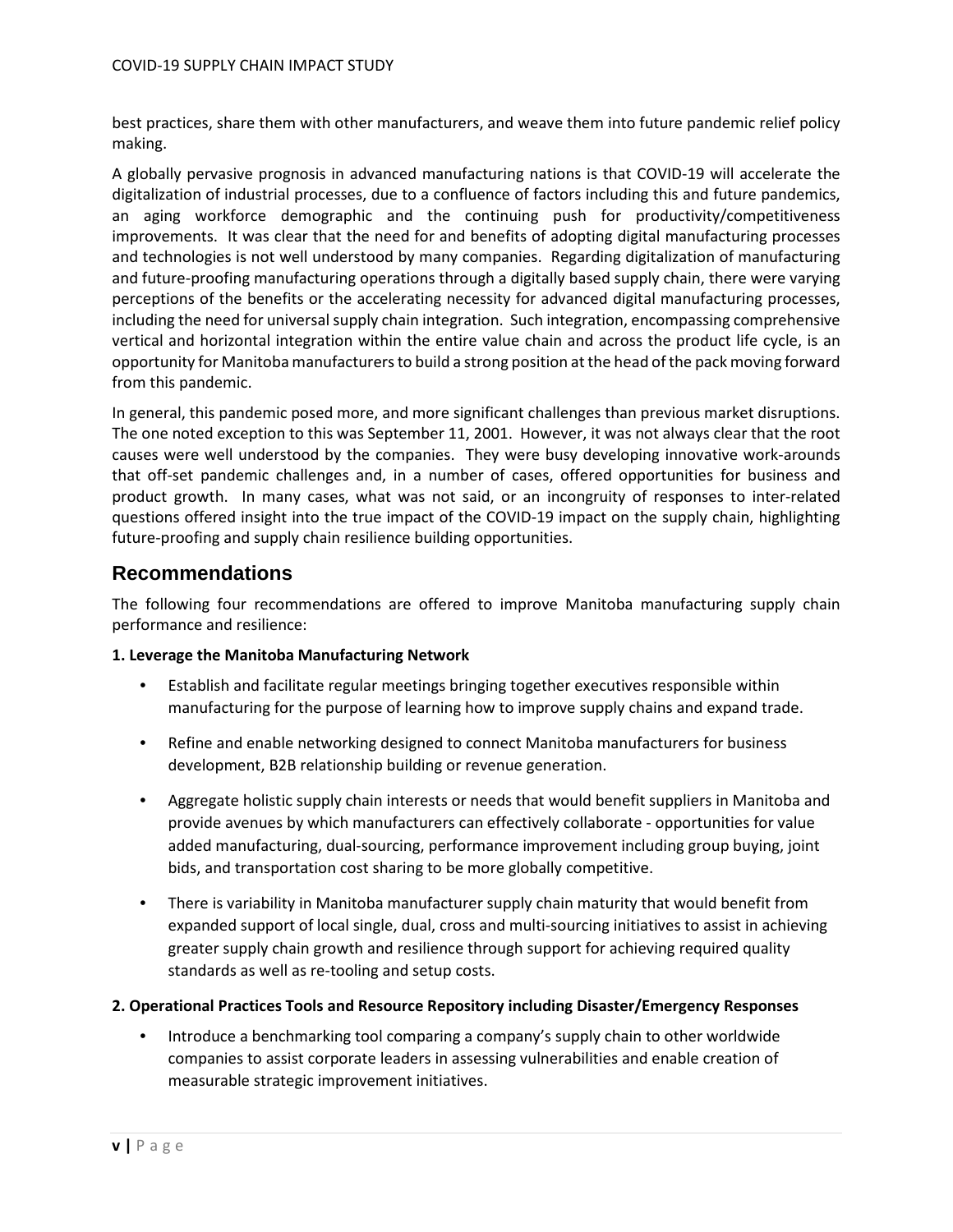best practices, share them with other manufacturers, and weave them into future pandemic relief policy making.

A globally pervasive prognosis in advanced manufacturing nations is that COVID-19 will accelerate the digitalization of industrial processes, due to a confluence of factors including this and future pandemics, an aging workforce demographic and the continuing push for productivity/competitiveness improvements. It was clear that the need for and benefits of adopting digital manufacturing processes and technologies is not well understood by many companies. Regarding digitalization of manufacturing and future-proofing manufacturing operations through a digitally based supply chain, there were varying perceptions of the benefits or the accelerating necessity for advanced digital manufacturing processes, including the need for universal supply chain integration. Such integration, encompassing comprehensive vertical and horizontal integration within the entire value chain and across the product life cycle, is an opportunity for Manitoba manufacturers to build a strong position at the head of the pack moving forward from this pandemic.

In general, this pandemic posed more, and more significant challenges than previous market disruptions. The one noted exception to this was September 11, 2001. However, it was not always clear that the root causes were well understood by the companies. They were busy developing innovative work-arounds that off-set pandemic challenges and, in a number of cases, offered opportunities for business and product growth. In many cases, what was not said, or an incongruity of responses to inter-related questions offered insight into the true impact of the COVID-19 impact on the supply chain, highlighting future-proofing and supply chain resilience building opportunities.

## Recommendations

The following four recommendations are offered to improve Manitoba manufacturing supply chain performance and resilience:

**1. Leverage the Manitoba Manufacturing Network**

- Establish and facilitate regular meetings bringing together executives responsible within manufacturing for the purpose of learning how to improve supply chains and expand trade.
- Refine and enable networking designed to connect Manitoba manufacturers for business development, B2B relationship building or revenue generation.
- Aggregate holistic supply chain interests or needs that would benefit suppliers in Manitoba and provide avenues by which manufacturers can effectively collaborate - opportunities for value added manufacturing, dual-sourcing, performance improvement including group buying, joint bids, and transportation cost sharing to be more globally competitive.
- There is variability in Manitoba manufacturer supply chain maturity that would benefit from expanded support of local single, dual, cross and multi-sourcing initiatives to assist in achieving greater supply chain growth and resilience through support for achieving required quality standards as well as re-tooling and setup costs.

**2. Operational Practices Tools and Resource Repository including Disaster/Emergency Responses**

- Introduce a benchmarking tool comparing a company's supply chain to other worldwide companies to assist corporate leaders in assessing vulnerabilities and enable creation of measurable strategic improvement initiatives.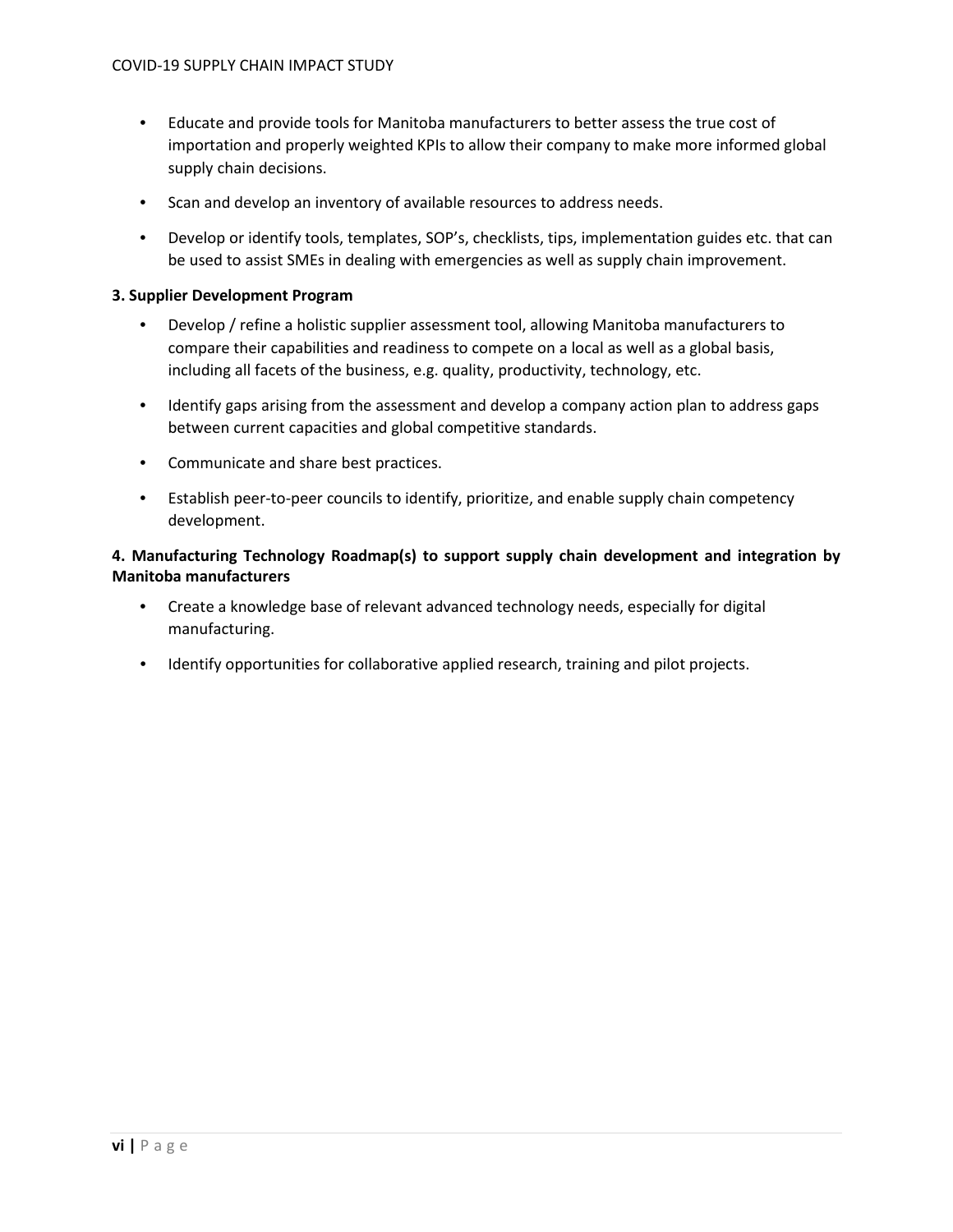- Educate and provide tools for Manitoba manufacturers to better assess the true cost of importation and properly weighted KPIs to allow their company to make more informed global supply chain decisions.
- Scan and develop an inventory of available resources to address needs.
- Develop or identify tools, templates, SOP's, checklists, tips, implementation guides etc. that can be used to assist SMEs in dealing with emergencies as well as supply chain improvement.

**3. Supplier Development Program**

- Develop / refine a holistic supplier assessment tool, allowing Manitoba manufacturers to compare their capabilities and readiness to compete on a local as well as a global basis, including all facets of the business, e.g. quality, productivity, technology, etc.
- Identify gaps arising from the assessment and develop a company action plan to address gaps between current capacities and global competitive standards.
- Communicate and share best practices.
- Establish peer-to-peer councils to identify, prioritize, and enable supply chain competency development.

**4. Manufacturing Technology Roadmap(s) to support supply chain development and integration by Manitoba manufacturers**

- Create a knowledge base of relevant advanced technology needs, especially for digital manufacturing.
- Identify opportunities for collaborative applied research, training and pilot projects.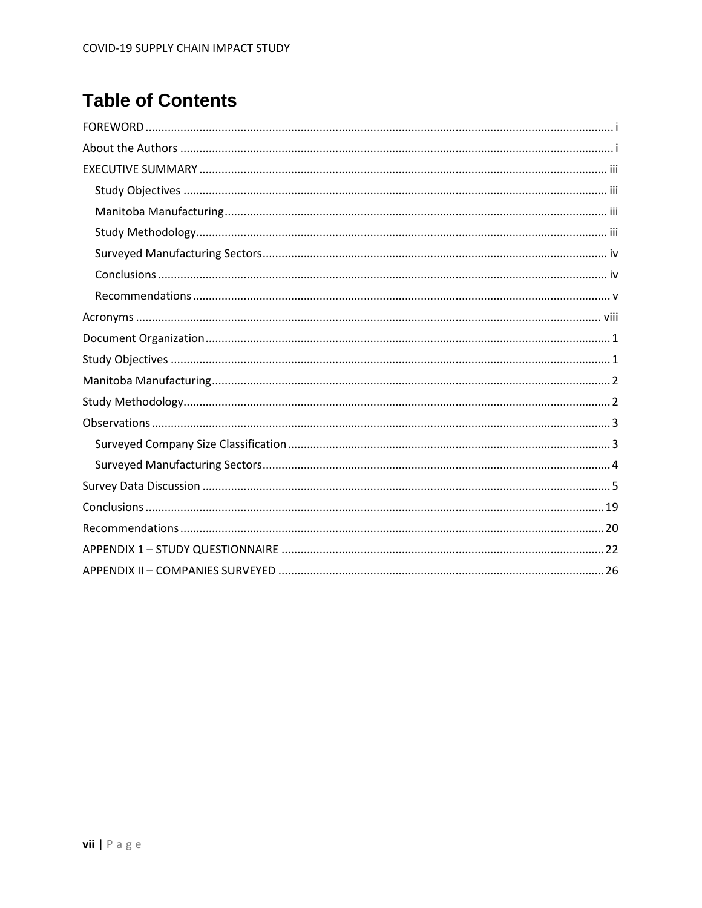# Table of Contents

FOREWORD ..... i

About the Authors ..... i

EXECUTIVE SUMMARY ..... iii

- Study Objectives ..... iii
- Manitoba Manufacturing ..... iii
- Study Methodology ..... iii
- Surveyed Manufacturing Sectors ..... iv
- Conclusions ..... iv
- Recommendations ..... v

Acronyms ..... viii

Document Organization ..... 1

Study Objectives ..... 1

Manitoba Manufacturing ..... 2

Study Methodology ..... 2

Observations ..... 3

- Surveyed Company Size Classification ..... 3
- Surveyed Manufacturing Sectors ..... 4

Survey Data Discussion ..... 5

Conclusions ..... 19

Recommendations ..... 20

APPENDIX 1 – STUDY QUESTIONNAIRE ..... 22

APPENDIX II – COMPANIES SURVEYED ..... 26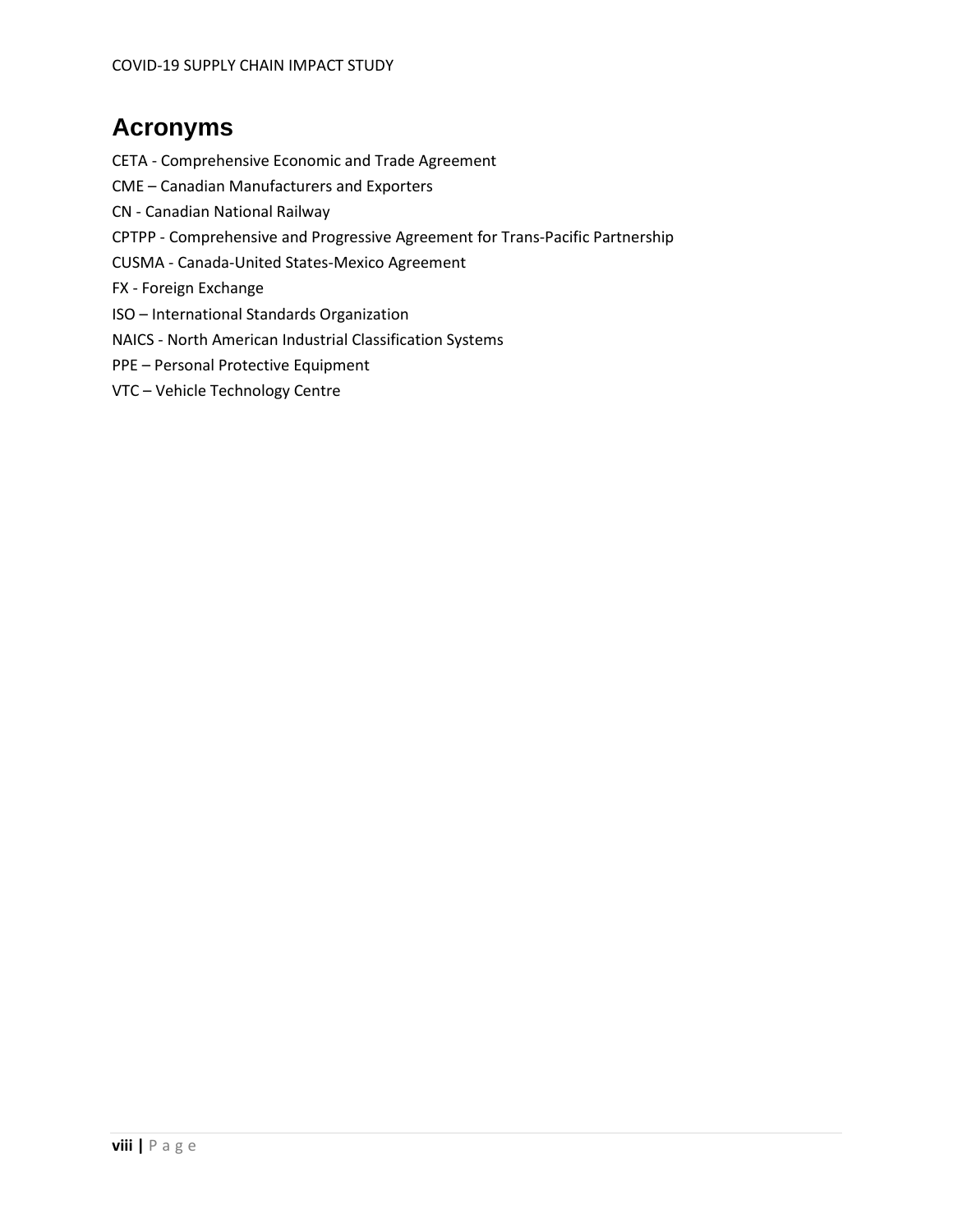# Acronyms

CETA - Comprehensive Economic and Trade Agreement

CME – Canadian Manufacturers and Exporters

CN - Canadian National Railway

CPTPP - Comprehensive and Progressive Agreement for Trans-Pacific Partnership

CUSMA - Canada-United States-Mexico Agreement

FX - Foreign Exchange

ISO – International Standards Organization

NAICS - North American Industrial Classification Systems

PPE – Personal Protective Equipment

VTC – Vehicle Technology Centre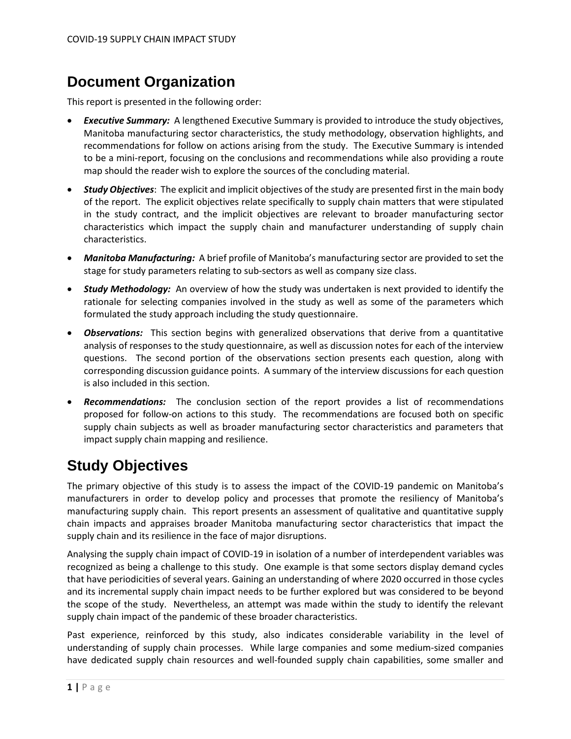# Document Organization

This report is presented in the following order:

- ***Executive Summary:*** A lengthened Executive Summary is provided to introduce the study objectives, Manitoba manufacturing sector characteristics, the study methodology, observation highlights, and recommendations for follow on actions arising from the study. The Executive Summary is intended to be a mini-report, focusing on the conclusions and recommendations while also providing a route map should the reader wish to explore the sources of the concluding material.
- ***Study Objectives***: The explicit and implicit objectives of the study are presented first in the main body of the report. The explicit objectives relate specifically to supply chain matters that were stipulated in the study contract, and the implicit objectives are relevant to broader manufacturing sector characteristics which impact the supply chain and manufacturer understanding of supply chain characteristics.
- ***Manitoba Manufacturing:*** A brief profile of Manitoba's manufacturing sector are provided to set the stage for study parameters relating to sub-sectors as well as company size class.
- ***Study Methodology:*** An overview of how the study was undertaken is next provided to identify the rationale for selecting companies involved in the study as well as some of the parameters which formulated the study approach including the study questionnaire.
- ***Observations:*** This section begins with generalized observations that derive from a quantitative analysis of responses to the study questionnaire, as well as discussion notes for each of the interview questions. The second portion of the observations section presents each question, along with corresponding discussion guidance points. A summary of the interview discussions for each question is also included in this section.
- ***Recommendations:*** The conclusion section of the report provides a list of recommendations proposed for follow-on actions to this study. The recommendations are focused both on specific supply chain subjects as well as broader manufacturing sector characteristics and parameters that impact supply chain mapping and resilience.

# Study Objectives

The primary objective of this study is to assess the impact of the COVID-19 pandemic on Manitoba's manufacturers in order to develop policy and processes that promote the resiliency of Manitoba's manufacturing supply chain. This report presents an assessment of qualitative and quantitative supply chain impacts and appraises broader Manitoba manufacturing sector characteristics that impact the supply chain and its resilience in the face of major disruptions.

Analysing the supply chain impact of COVID-19 in isolation of a number of interdependent variables was recognized as being a challenge to this study. One example is that some sectors display demand cycles that have periodicities of several years. Gaining an understanding of where 2020 occurred in those cycles and its incremental supply chain impact needs to be further explored but was considered to be beyond the scope of the study. Nevertheless, an attempt was made within the study to identify the relevant supply chain impact of the pandemic of these broader characteristics.

Past experience, reinforced by this study, also indicates considerable variability in the level of understanding of supply chain processes. While large companies and some medium-sized companies have dedicated supply chain resources and well-founded supply chain capabilities, some smaller and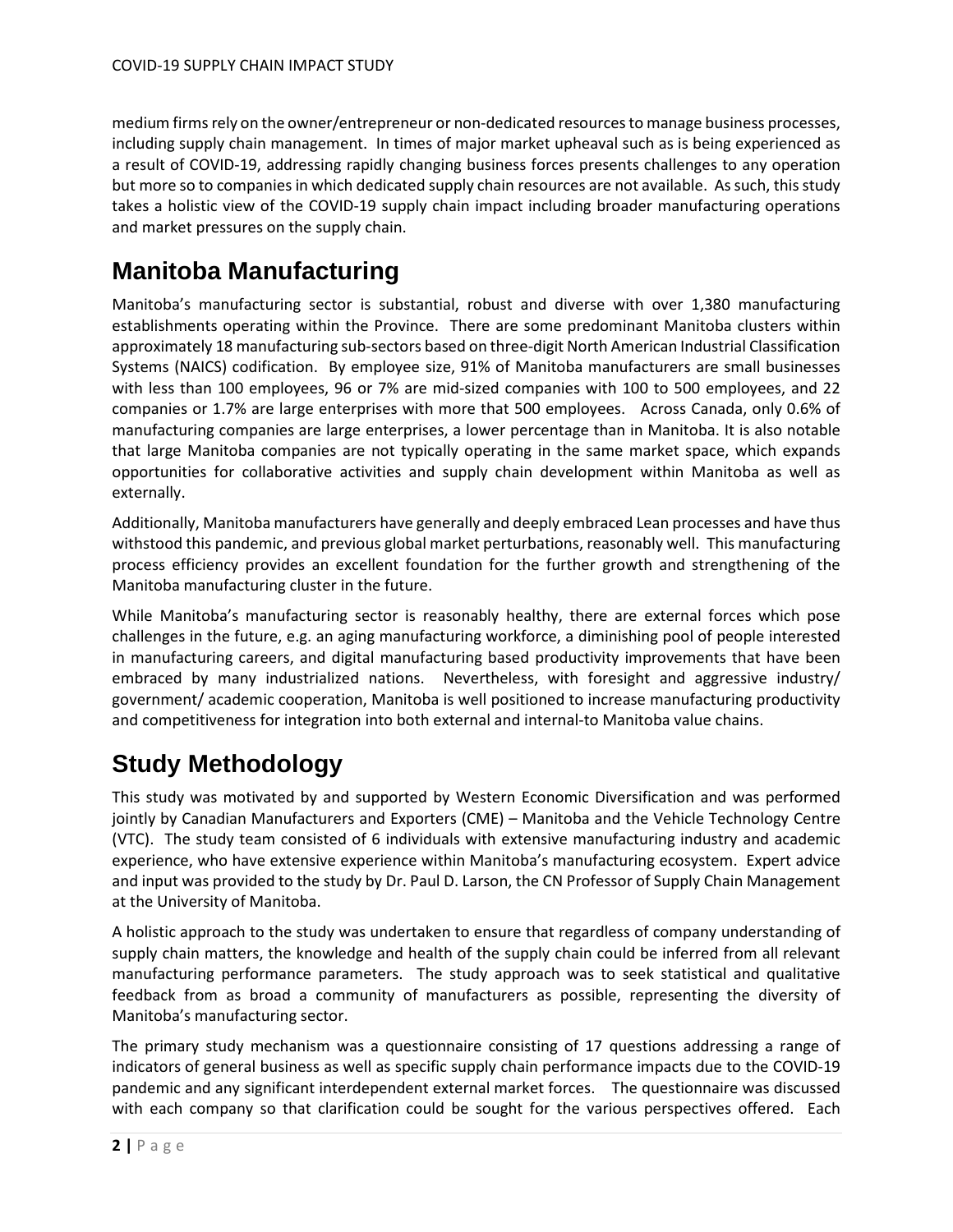medium firms rely on the owner/entrepreneur or non-dedicated resources to manage business processes, including supply chain management. In times of major market upheaval such as is being experienced as a result of COVID-19, addressing rapidly changing business forces presents challenges to any operation but more so to companies in which dedicated supply chain resources are not available. As such, this study takes a holistic view of the COVID-19 supply chain impact including broader manufacturing operations and market pressures on the supply chain.

# Manitoba Manufacturing

Manitoba's manufacturing sector is substantial, robust and diverse with over 1,380 manufacturing establishments operating within the Province. There are some predominant Manitoba clusters within approximately 18 manufacturing sub-sectors based on three-digit North American Industrial Classification Systems (NAICS) codification. By employee size, 91% of Manitoba manufacturers are small businesses with less than 100 employees, 96 or 7% are mid-sized companies with 100 to 500 employees, and 22 companies or 1.7% are large enterprises with more that 500 employees. Across Canada, only 0.6% of manufacturing companies are large enterprises, a lower percentage than in Manitoba. It is also notable that large Manitoba companies are not typically operating in the same market space, which expands opportunities for collaborative activities and supply chain development within Manitoba as well as externally.

Additionally, Manitoba manufacturers have generally and deeply embraced Lean processes and have thus withstood this pandemic, and previous global market perturbations, reasonably well. This manufacturing process efficiency provides an excellent foundation for the further growth and strengthening of the Manitoba manufacturing cluster in the future.

While Manitoba's manufacturing sector is reasonably healthy, there are external forces which pose challenges in the future, e.g. an aging manufacturing workforce, a diminishing pool of people interested in manufacturing careers, and digital manufacturing based productivity improvements that have been embraced by many industrialized nations. Nevertheless, with foresight and aggressive industry/ government/ academic cooperation, Manitoba is well positioned to increase manufacturing productivity and competitiveness for integration into both external and internal-to Manitoba value chains.

# Study Methodology

This study was motivated by and supported by Western Economic Diversification and was performed jointly by Canadian Manufacturers and Exporters (CME) – Manitoba and the Vehicle Technology Centre (VTC). The study team consisted of 6 individuals with extensive manufacturing industry and academic experience, who have extensive experience within Manitoba's manufacturing ecosystem. Expert advice and input was provided to the study by Dr. Paul D. Larson, the CN Professor of Supply Chain Management at the University of Manitoba.

A holistic approach to the study was undertaken to ensure that regardless of company understanding of supply chain matters, the knowledge and health of the supply chain could be inferred from all relevant manufacturing performance parameters. The study approach was to seek statistical and qualitative feedback from as broad a community of manufacturers as possible, representing the diversity of Manitoba's manufacturing sector.

The primary study mechanism was a questionnaire consisting of 17 questions addressing a range of indicators of general business as well as specific supply chain performance impacts due to the COVID-19 pandemic and any significant interdependent external market forces. The questionnaire was discussed with each company so that clarification could be sought for the various perspectives offered. Each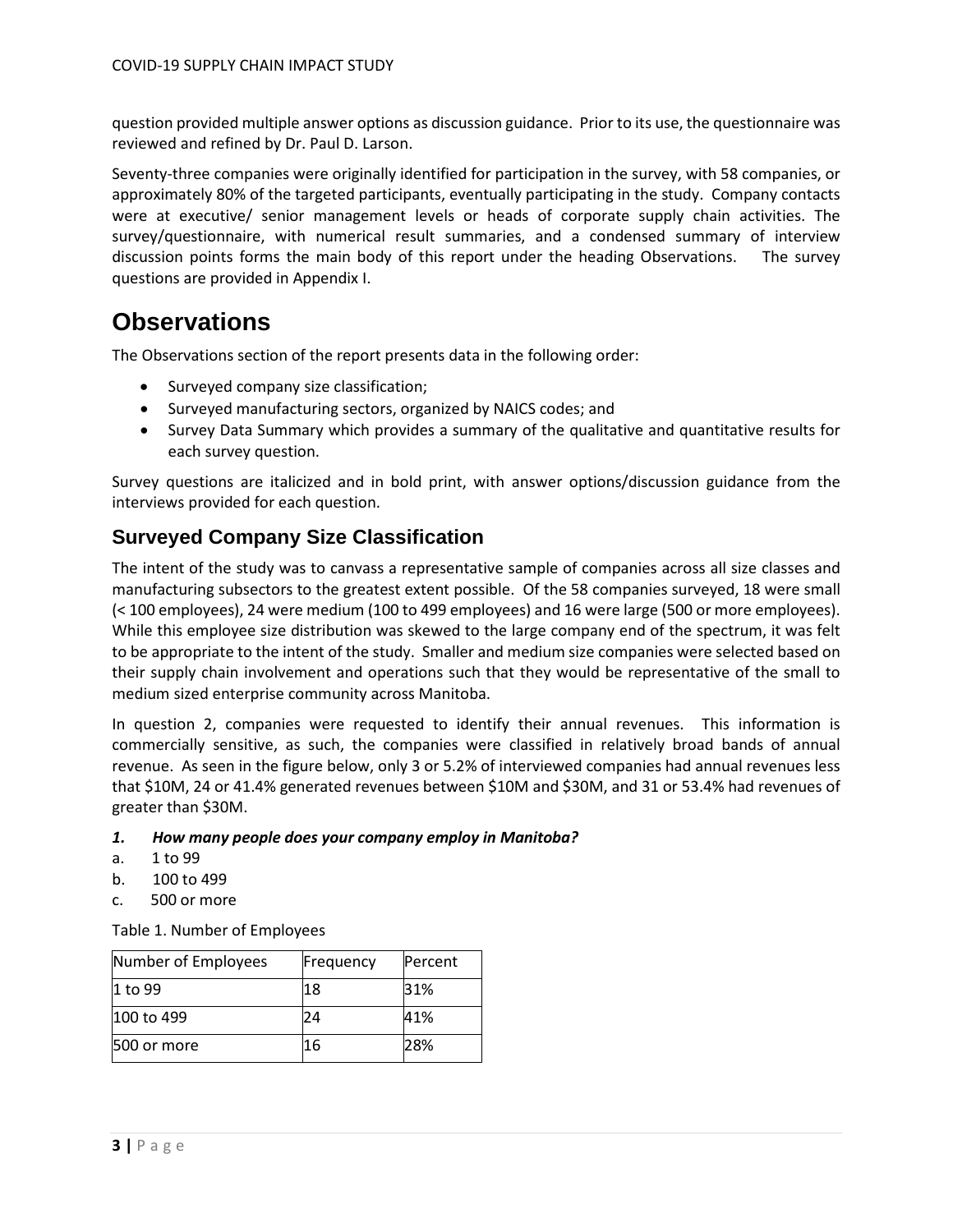question provided multiple answer options as discussion guidance. Prior to its use, the questionnaire was reviewed and refined by Dr. Paul D. Larson.

Seventy-three companies were originally identified for participation in the survey, with 58 companies, or approximately 80% of the targeted participants, eventually participating in the study. Company contacts were at executive/ senior management levels or heads of corporate supply chain activities. The survey/questionnaire, with numerical result summaries, and a condensed summary of interview discussion points forms the main body of this report under the heading Observations. The survey questions are provided in Appendix I.

# Observations

The Observations section of the report presents data in the following order:

- Surveyed company size classification;
- Surveyed manufacturing sectors, organized by NAICS codes; and
- Survey Data Summary which provides a summary of the qualitative and quantitative results for each survey question.

Survey questions are italicized and in bold print, with answer options/discussion guidance from the interviews provided for each question.

## Surveyed Company Size Classification

The intent of the study was to canvass a representative sample of companies across all size classes and manufacturing subsectors to the greatest extent possible. Of the 58 companies surveyed, 18 were small (< 100 employees), 24 were medium (100 to 499 employees) and 16 were large (500 or more employees). While this employee size distribution was skewed to the large company end of the spectrum, it was felt to be appropriate to the intent of the study. Smaller and medium size companies were selected based on their supply chain involvement and operations such that they would be representative of the small to medium sized enterprise community across Manitoba.

In question 2, companies were requested to identify their annual revenues. This information is commercially sensitive, as such, the companies were classified in relatively broad bands of annual revenue. As seen in the figure below, only 3 or 5.2% of interviewed companies had annual revenues less that $10M, 24 or 41.4% generated revenues between $10M and $30M, and 31 or 53.4% had revenues of greater than $30M.

***1. How many people does your company employ in Manitoba?***

a. 1 to 99
b. 100 to 499
c. 500 or more

Table 1. Number of Employees

| Number of Employees | Frequency | Percent |
|---|---|---|
| 1 to 99 | 18 | 31% |
| 100 to 499 | 24 | 41% |
| 500 or more | 16 | 28% |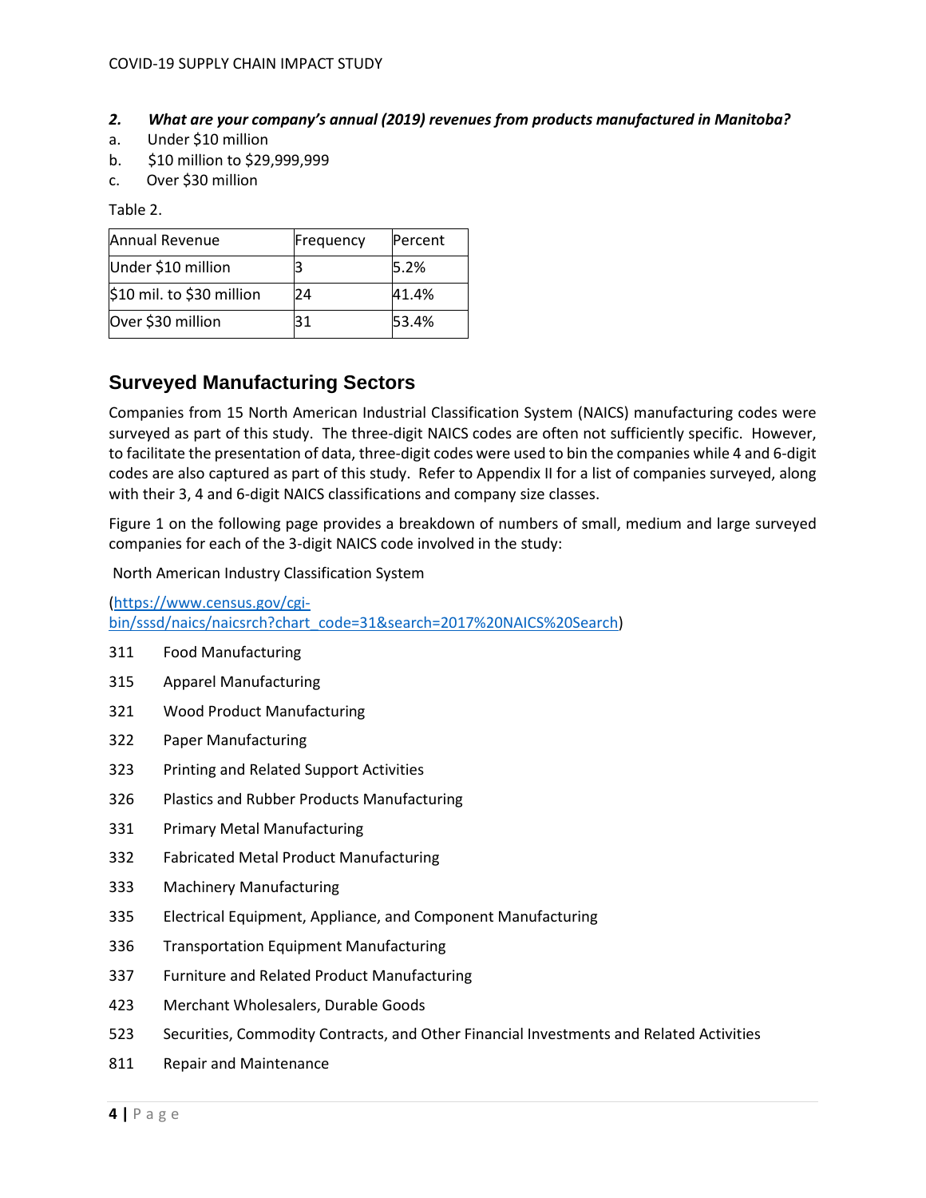***2. What are your company's annual (2019) revenues from products manufactured in Manitoba?***

a. Under $10 million

b. $10 million to $29,999,999

c. Over $30 million

Table 2.

| Annual Revenue | Frequency | Percent |
|---|---|---|
| Under $10 million | 3 | 5.2% |
| $10 mil. to $30 million | 24 | 41.4% |
| Over $30 million | 31 | 53.4% |

## Surveyed Manufacturing Sectors

Companies from 15 North American Industrial Classification System (NAICS) manufacturing codes were surveyed as part of this study. The three-digit NAICS codes are often not sufficiently specific. However, to facilitate the presentation of data, three-digit codes were used to bin the companies while 4 and 6-digit codes are also captured as part of this study. Refer to Appendix II for a list of companies surveyed, along with their 3, 4 and 6-digit NAICS classifications and company size classes.

Figure 1 on the following page provides a breakdown of numbers of small, medium and large surveyed companies for each of the 3-digit NAICS code involved in the study:

North American Industry Classification System

(https://www.census.gov/cgi-bin/sssd/naics/naicsrch?chart_code=31&search=2017%20NAICS%20Search)

311 Food Manufacturing

315 Apparel Manufacturing

321 Wood Product Manufacturing

322 Paper Manufacturing

323 Printing and Related Support Activities

326 Plastics and Rubber Products Manufacturing

331 Primary Metal Manufacturing

332 Fabricated Metal Product Manufacturing

333 Machinery Manufacturing

335 Electrical Equipment, Appliance, and Component Manufacturing

336 Transportation Equipment Manufacturing

337 Furniture and Related Product Manufacturing

423 Merchant Wholesalers, Durable Goods

523 Securities, Commodity Contracts, and Other Financial Investments and Related Activities

811 Repair and Maintenance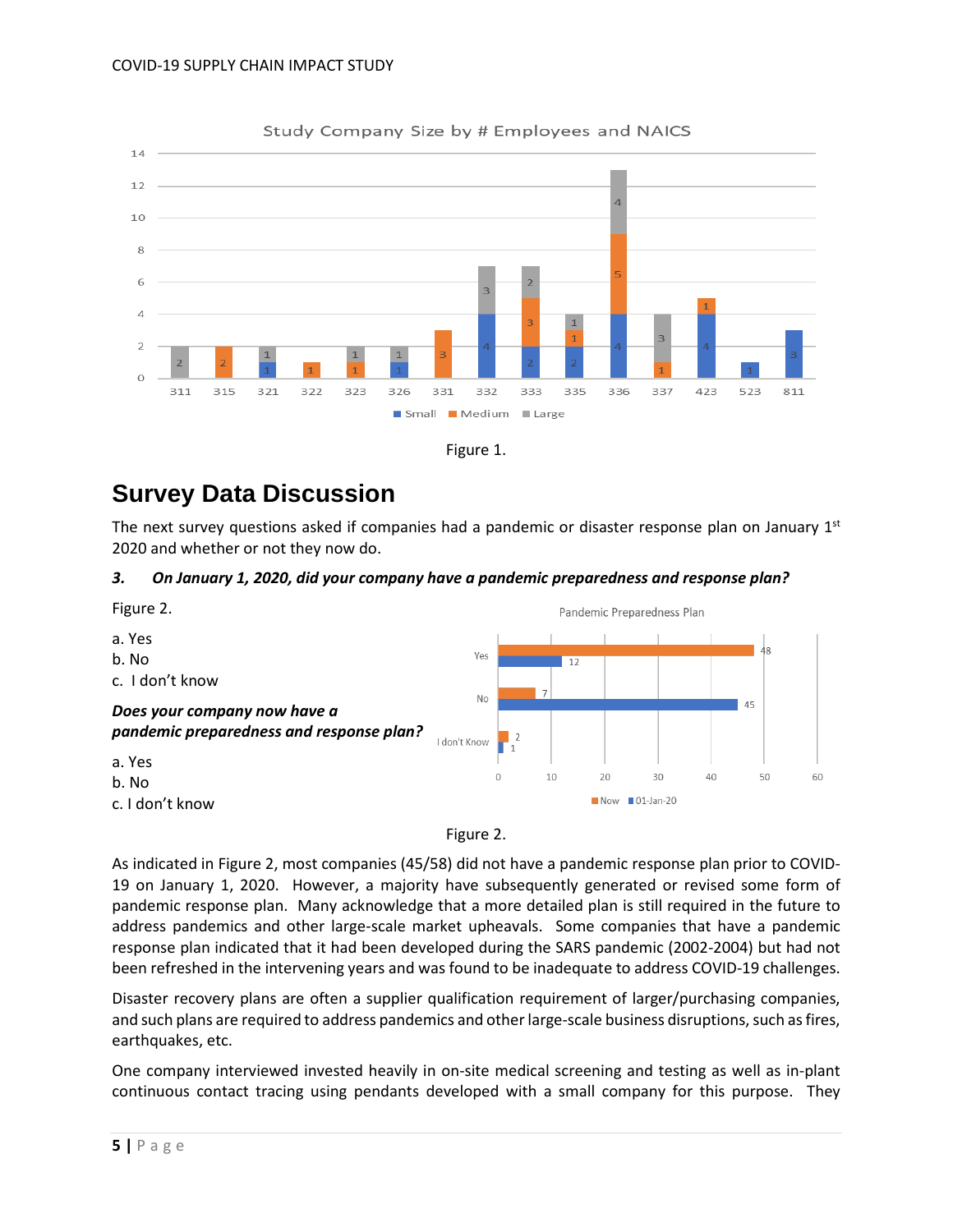Figure 1.

## Survey Data Discussion

The next survey questions asked if companies had a pandemic or disaster response plan on January 1st 2020 and whether or not they now do.

***3. On January 1, 2020, did your company have a pandemic preparedness and response plan?***

Figure 2.

a. Yes
b. No
c. I don't know

***Does your company now have a pandemic preparedness and response plan?***

a. Yes
b. No
c. I don't know

Figure 2.

As indicated in Figure 2, most companies (45/58) did not have a pandemic response plan prior to COVID-19 on January 1, 2020. However, a majority have subsequently generated or revised some form of pandemic response plan. Many acknowledge that a more detailed plan is still required in the future to address pandemics and other large-scale market upheavals. Some companies that have a pandemic response plan indicated that it had been developed during the SARS pandemic (2002-2004) but had not been refreshed in the intervening years and was found to be inadequate to address COVID-19 challenges.

Disaster recovery plans are often a supplier qualification requirement of larger/purchasing companies, and such plans are required to address pandemics and other large-scale business disruptions, such as fires, earthquakes, etc.

One company interviewed invested heavily in on-site medical screening and testing as well as in-plant continuous contact tracing using pendants developed with a small company for this purpose. They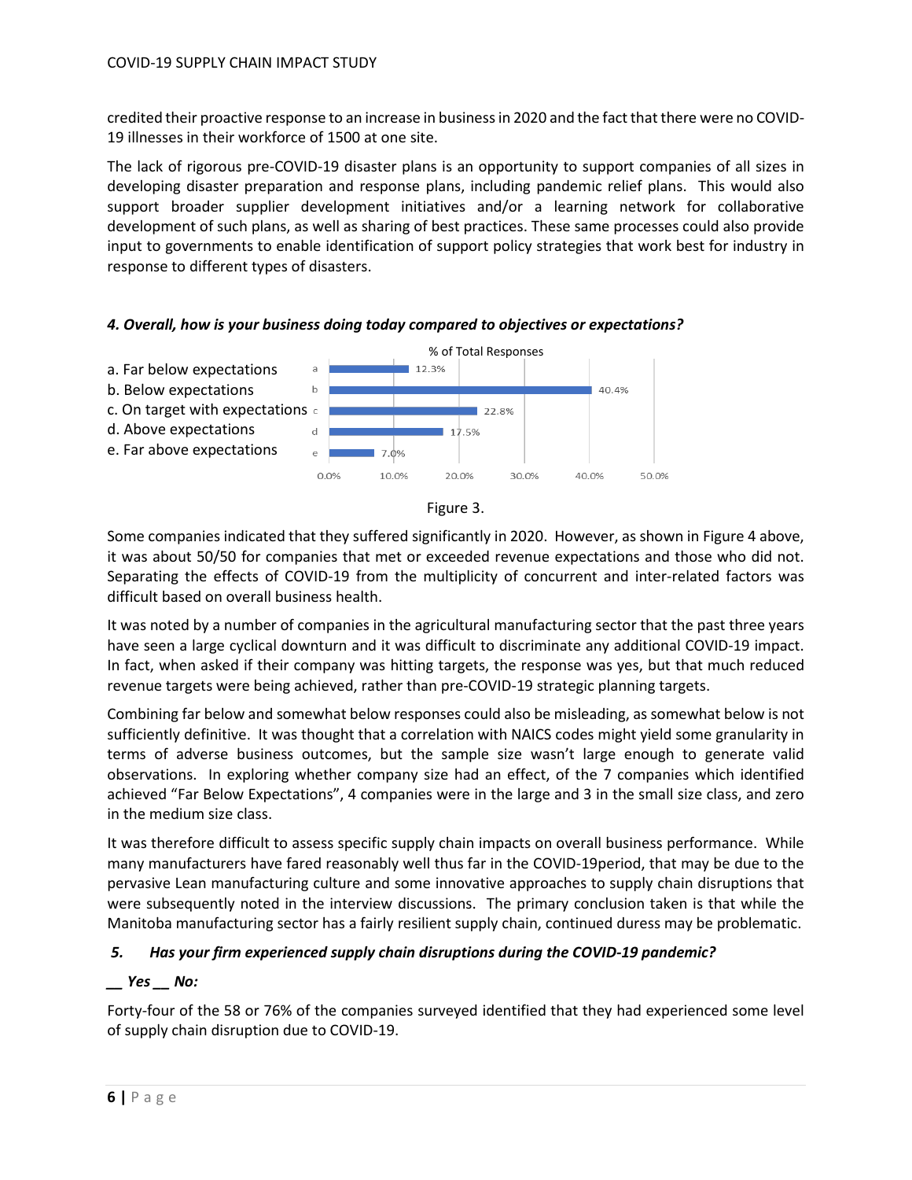credited their proactive response to an increase in business in 2020 and the fact that there were no COVID-19 illnesses in their workforce of 1500 at one site.

The lack of rigorous pre-COVID-19 disaster plans is an opportunity to support companies of all sizes in developing disaster preparation and response plans, including pandemic relief plans. This would also support broader supplier development initiatives and/or a learning network for collaborative development of such plans, as well as sharing of best practices. These same processes could also provide input to governments to enable identification of support policy strategies that work best for industry in response to different types of disasters.

***4. Overall, how is your business doing today compared to objectives or expectations?***

a. Far below expectations
b. Below expectations
c. On target with expectations
d. Above expectations
e. Far above expectations

| | % of Total Responses |
|---|---|
| a | 12.3% |
| b | 40.4% |
| c | 22.8% |
| d | 17.5% |
| e | 7.0% |

Figure 3.

Some companies indicated that they suffered significantly in 2020. However, as shown in Figure 4 above, it was about 50/50 for companies that met or exceeded revenue expectations and those who did not. Separating the effects of COVID-19 from the multiplicity of concurrent and inter-related factors was difficult based on overall business health.

It was noted by a number of companies in the agricultural manufacturing sector that the past three years have seen a large cyclical downturn and it was difficult to discriminate any additional COVID-19 impact. In fact, when asked if their company was hitting targets, the response was yes, but that much reduced revenue targets were being achieved, rather than pre-COVID-19 strategic planning targets.

Combining far below and somewhat below responses could also be misleading, as somewhat below is not sufficiently definitive. It was thought that a correlation with NAICS codes might yield some granularity in terms of adverse business outcomes, but the sample size wasn't large enough to generate valid observations. In exploring whether company size had an effect, of the 7 companies which identified achieved "Far Below Expectations", 4 companies were in the large and 3 in the small size class, and zero in the medium size class.

It was therefore difficult to assess specific supply chain impacts on overall business performance. While many manufacturers have fared reasonably well thus far in the COVID-19period, that may be due to the pervasive Lean manufacturing culture and some innovative approaches to supply chain disruptions that were subsequently noted in the interview discussions. The primary conclusion taken is that while the Manitoba manufacturing sector has a fairly resilient supply chain, continued duress may be problematic.

***5. Has your firm experienced supply chain disruptions during the COVID-19 pandemic?***

***__ Yes __ No:***

Forty-four of the 58 or 76% of the companies surveyed identified that they had experienced some level of supply chain disruption due to COVID-19.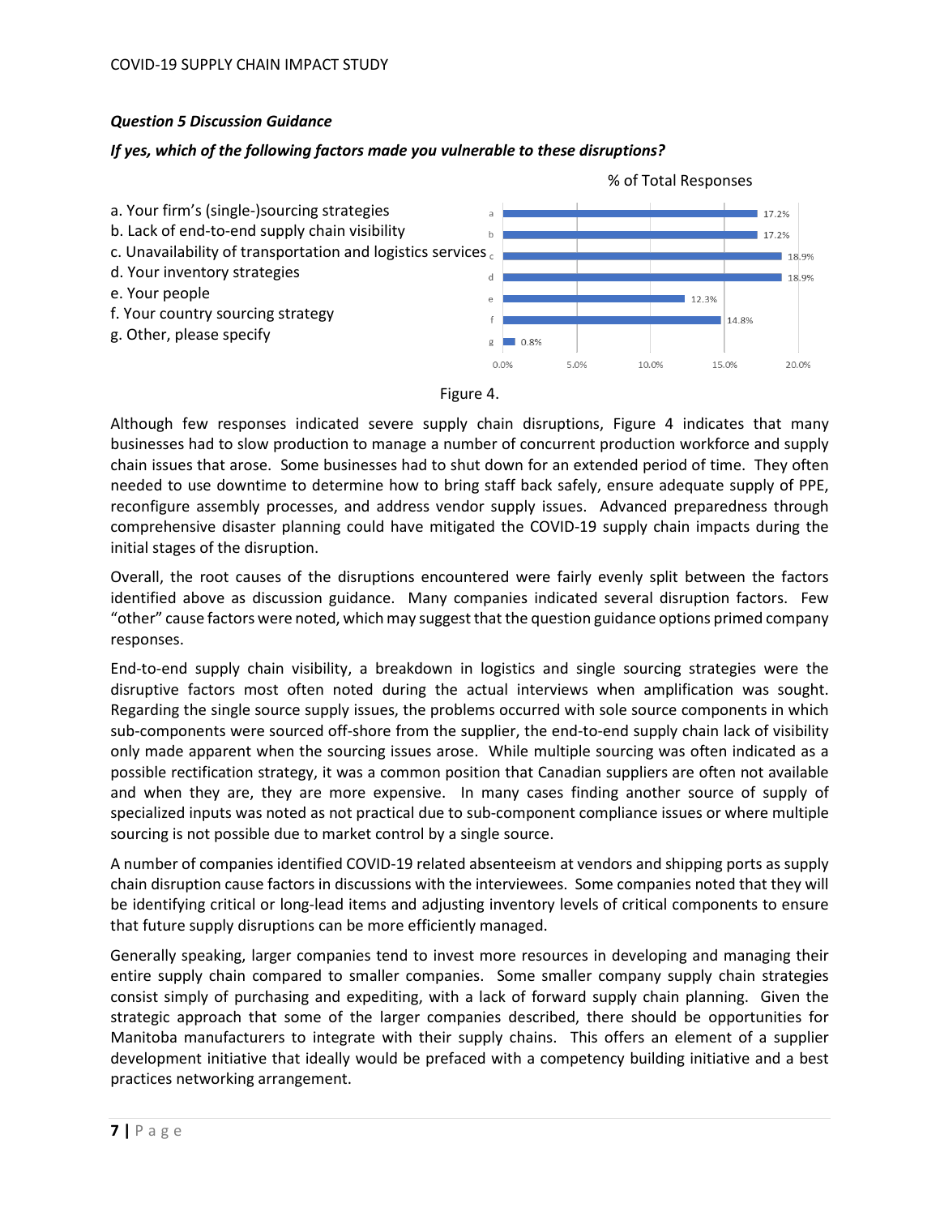***Question 5 Discussion Guidance***

***If yes, which of the following factors made you vulnerable to these disruptions?***

a. Your firm's (single-)sourcing strategies
b. Lack of end-to-end supply chain visibility
c. Unavailability of transportation and logistics services
d. Your inventory strategies
e. Your people
f. Your country sourcing strategy
g. Other, please specify

% of Total Responses

| | % of Total Responses |
|---|---|
| a | 17.2% |
| b | 17.2% |
| c | 18.9% |
| d | 18.9% |
| e | 12.3% |
| f | 14.8% |
| g | 0.8% |

Figure 4.

Although few responses indicated severe supply chain disruptions, Figure 4 indicates that many businesses had to slow production to manage a number of concurrent production workforce and supply chain issues that arose. Some businesses had to shut down for an extended period of time. They often needed to use downtime to determine how to bring staff back safely, ensure adequate supply of PPE, reconfigure assembly processes, and address vendor supply issues. Advanced preparedness through comprehensive disaster planning could have mitigated the COVID-19 supply chain impacts during the initial stages of the disruption.

Overall, the root causes of the disruptions encountered were fairly evenly split between the factors identified above as discussion guidance. Many companies indicated several disruption factors. Few "other" cause factors were noted, which may suggest that the question guidance options primed company responses.

End-to-end supply chain visibility, a breakdown in logistics and single sourcing strategies were the disruptive factors most often noted during the actual interviews when amplification was sought. Regarding the single source supply issues, the problems occurred with sole source components in which sub-components were sourced off-shore from the supplier, the end-to-end supply chain lack of visibility only made apparent when the sourcing issues arose. While multiple sourcing was often indicated as a possible rectification strategy, it was a common position that Canadian suppliers are often not available and when they are, they are more expensive. In many cases finding another source of supply of specialized inputs was noted as not practical due to sub-component compliance issues or where multiple sourcing is not possible due to market control by a single source.

A number of companies identified COVID-19 related absenteeism at vendors and shipping ports as supply chain disruption cause factors in discussions with the interviewees. Some companies noted that they will be identifying critical or long-lead items and adjusting inventory levels of critical components to ensure that future supply disruptions can be more efficiently managed.

Generally speaking, larger companies tend to invest more resources in developing and managing their entire supply chain compared to smaller companies. Some smaller company supply chain strategies consist simply of purchasing and expediting, with a lack of forward supply chain planning. Given the strategic approach that some of the larger companies described, there should be opportunities for Manitoba manufacturers to integrate with their supply chains. This offers an element of a supplier development initiative that ideally would be prefaced with a competency building initiative and a best practices networking arrangement.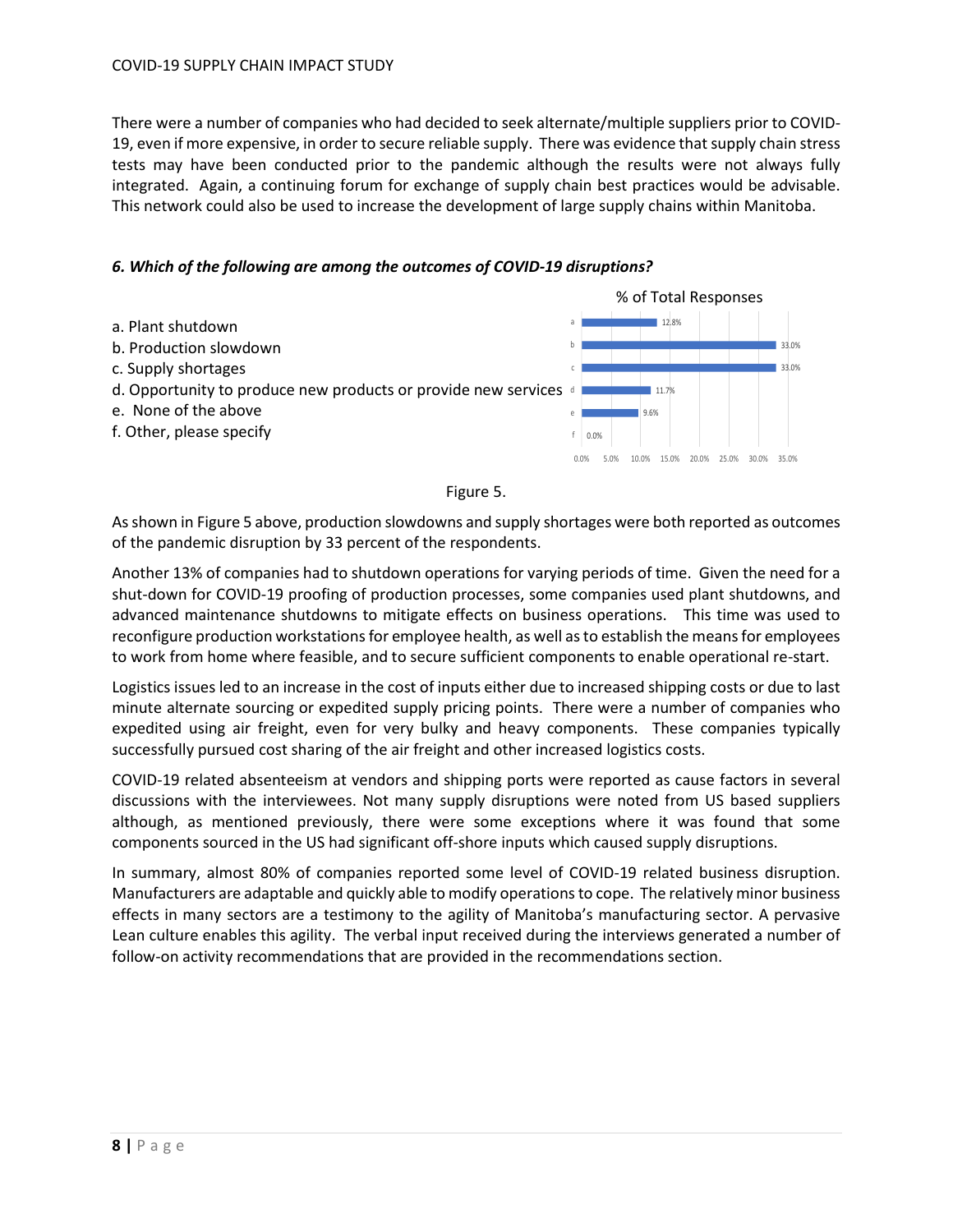There were a number of companies who had decided to seek alternate/multiple suppliers prior to COVID-19, even if more expensive, in order to secure reliable supply. There was evidence that supply chain stress tests may have been conducted prior to the pandemic although the results were not always fully integrated. Again, a continuing forum for exchange of supply chain best practices would be advisable. This network could also be used to increase the development of large supply chains within Manitoba.

***6. Which of the following are among the outcomes of COVID-19 disruptions?***

a. Plant shutdown
b. Production slowdown
c. Supply shortages
d. Opportunity to produce new products or provide new services
e. None of the above
f. Other, please specify

| | % of Total Responses |
|---|---|
| a | 12.8% |
| b | 33.0% |
| c | 33.0% |
| d | 11.7% |
| e | 9.6% |
| f | 0.0% |

Figure 5.

As shown in Figure 5 above, production slowdowns and supply shortages were both reported as outcomes of the pandemic disruption by 33 percent of the respondents.

Another 13% of companies had to shutdown operations for varying periods of time. Given the need for a shut-down for COVID-19 proofing of production processes, some companies used plant shutdowns, and advanced maintenance shutdowns to mitigate effects on business operations. This time was used to reconfigure production workstations for employee health, as well as to establish the means for employees to work from home where feasible, and to secure sufficient components to enable operational re-start.

Logistics issues led to an increase in the cost of inputs either due to increased shipping costs or due to last minute alternate sourcing or expedited supply pricing points. There were a number of companies who expedited using air freight, even for very bulky and heavy components. These companies typically successfully pursued cost sharing of the air freight and other increased logistics costs.

COVID-19 related absenteeism at vendors and shipping ports were reported as cause factors in several discussions with the interviewees. Not many supply disruptions were noted from US based suppliers although, as mentioned previously, there were some exceptions where it was found that some components sourced in the US had significant off-shore inputs which caused supply disruptions.

In summary, almost 80% of companies reported some level of COVID-19 related business disruption. Manufacturers are adaptable and quickly able to modify operations to cope. The relatively minor business effects in many sectors are a testimony to the agility of Manitoba's manufacturing sector. A pervasive Lean culture enables this agility. The verbal input received during the interviews generated a number of follow-on activity recommendations that are provided in the recommendations section.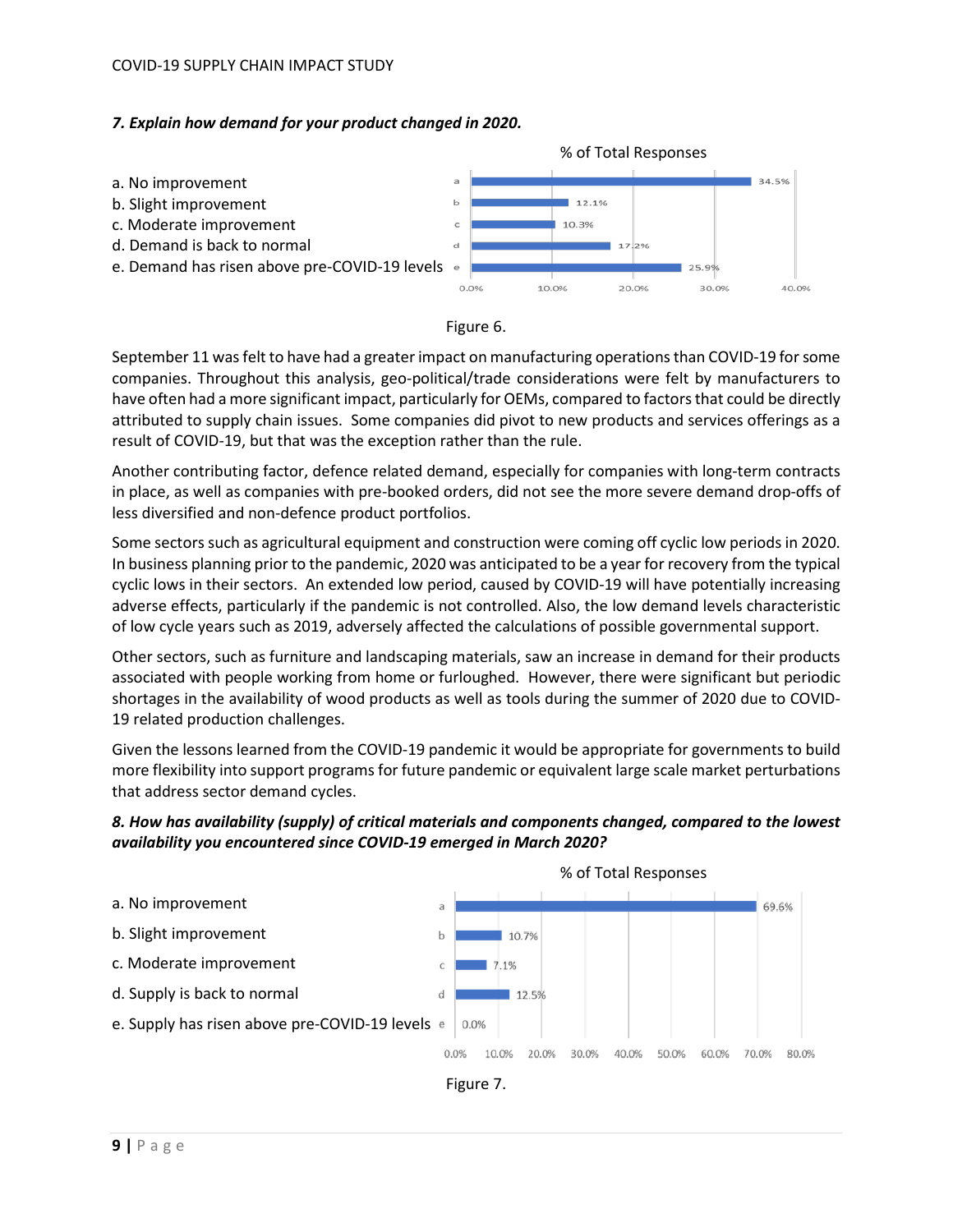***7. Explain how demand for your product changed in 2020.***

a. No improvement
b. Slight improvement
c. Moderate improvement
d. Demand is back to normal
e. Demand has risen above pre-COVID-19 levels

| | % of Total Responses |
|---|---|
| a | 34.5% |
| b | 12.1% |
| c | 10.3% |
| d | 17.2% |
| e | 25.9% |

Figure 6.

September 11 was felt to have had a greater impact on manufacturing operations than COVID-19 for some companies. Throughout this analysis, geo-political/trade considerations were felt by manufacturers to have often had a more significant impact, particularly for OEMs, compared to factors that could be directly attributed to supply chain issues. Some companies did pivot to new products and services offerings as a result of COVID-19, but that was the exception rather than the rule.

Another contributing factor, defence related demand, especially for companies with long-term contracts in place, as well as companies with pre-booked orders, did not see the more severe demand drop-offs of less diversified and non-defence product portfolios.

Some sectors such as agricultural equipment and construction were coming off cyclic low periods in 2020. In business planning prior to the pandemic, 2020 was anticipated to be a year for recovery from the typical cyclic lows in their sectors. An extended low period, caused by COVID-19 will have potentially increasing adverse effects, particularly if the pandemic is not controlled. Also, the low demand levels characteristic of low cycle years such as 2019, adversely affected the calculations of possible governmental support.

Other sectors, such as furniture and landscaping materials, saw an increase in demand for their products associated with people working from home or furloughed. However, there were significant but periodic shortages in the availability of wood products as well as tools during the summer of 2020 due to COVID-19 related production challenges.

Given the lessons learned from the COVID-19 pandemic it would be appropriate for governments to build more flexibility into support programs for future pandemic or equivalent large scale market perturbations that address sector demand cycles.

***8. How has availability (supply) of critical materials and components changed, compared to the lowest availability you encountered since COVID-19 emerged in March 2020?***

a. No improvement
b. Slight improvement
c. Moderate improvement
d. Supply is back to normal
e. Supply has risen above pre-COVID-19 levels

| | % of Total Responses |
|---|---|
| a | 69.6% |
| b | 10.7% |
| c | 7.1% |
| d | 12.5% |
| e | 0.0% |

Figure 7.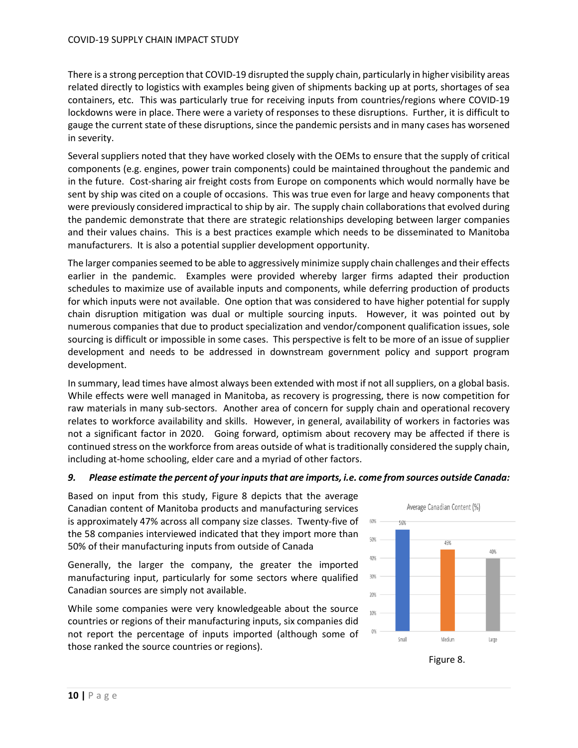There is a strong perception that COVID-19 disrupted the supply chain, particularly in higher visibility areas related directly to logistics with examples being given of shipments backing up at ports, shortages of sea containers, etc. This was particularly true for receiving inputs from countries/regions where COVID-19 lockdowns were in place. There were a variety of responses to these disruptions. Further, it is difficult to gauge the current state of these disruptions, since the pandemic persists and in many cases has worsened in severity.

Several suppliers noted that they have worked closely with the OEMs to ensure that the supply of critical components (e.g. engines, power train components) could be maintained throughout the pandemic and in the future. Cost-sharing air freight costs from Europe on components which would normally have be sent by ship was cited on a couple of occasions. This was true even for large and heavy components that were previously considered impractical to ship by air. The supply chain collaborations that evolved during the pandemic demonstrate that there are strategic relationships developing between larger companies and their values chains. This is a best practices example which needs to be disseminated to Manitoba manufacturers. It is also a potential supplier development opportunity.

The larger companies seemed to be able to aggressively minimize supply chain challenges and their effects earlier in the pandemic. Examples were provided whereby larger firms adapted their production schedules to maximize use of available inputs and components, while deferring production of products for which inputs were not available. One option that was considered to have higher potential for supply chain disruption mitigation was dual or multiple sourcing inputs. However, it was pointed out by numerous companies that due to product specialization and vendor/component qualification issues, sole sourcing is difficult or impossible in some cases. This perspective is felt to be more of an issue of supplier development and needs to be addressed in downstream government policy and support program development.

In summary, lead times have almost always been extended with most if not all suppliers, on a global basis. While effects were well managed in Manitoba, as recovery is progressing, there is now competition for raw materials in many sub-sectors. Another area of concern for supply chain and operational recovery relates to workforce availability and skills. However, in general, availability of workers in factories was not a significant factor in 2020. Going forward, optimism about recovery may be affected if there is continued stress on the workforce from areas outside of what is traditionally considered the supply chain, including at-home schooling, elder care and a myriad of other factors.

***9. Please estimate the percent of your inputs that are imports, i.e. come from sources outside Canada:***

Based on input from this study, Figure 8 depicts that the average Canadian content of Manitoba products and manufacturing services is approximately 47% across all company size classes. Twenty-five of the 58 companies interviewed indicated that they import more than 50% of their manufacturing inputs from outside of Canada

Generally, the larger the company, the greater the imported manufacturing input, particularly for some sectors where qualified Canadian sources are simply not available.

While some companies were very knowledgeable about the source countries or regions of their manufacturing inputs, six companies did not report the percentage of inputs imported (although some of those ranked the source countries or regions).

Average Canadian Content (%)

| | Small | Medium | Large |
|---|---|---|---|
| Average Canadian Content (%) | 56% | 45% | 40% |

Figure 8.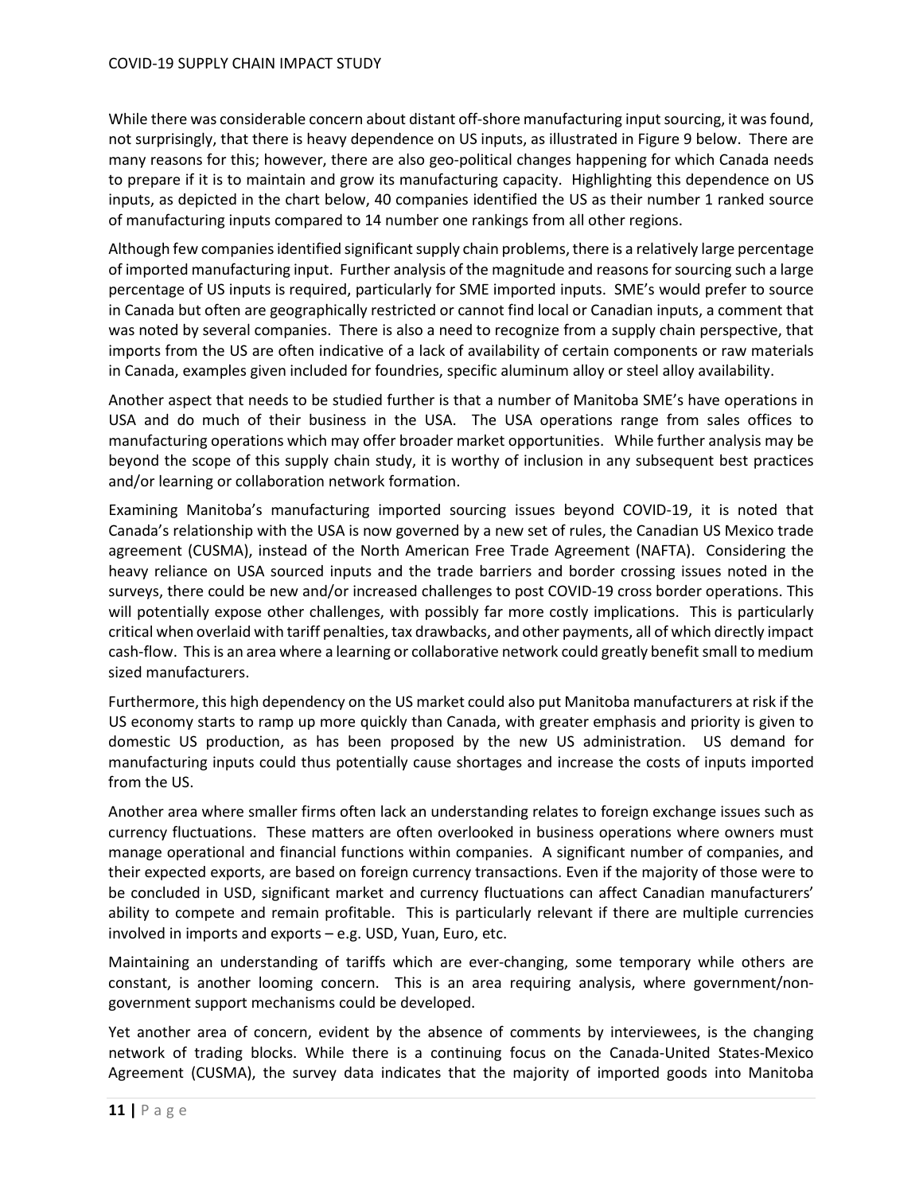While there was considerable concern about distant off-shore manufacturing input sourcing, it was found, not surprisingly, that there is heavy dependence on US inputs, as illustrated in Figure 9 below. There are many reasons for this; however, there are also geo-political changes happening for which Canada needs to prepare if it is to maintain and grow its manufacturing capacity. Highlighting this dependence on US inputs, as depicted in the chart below, 40 companies identified the US as their number 1 ranked source of manufacturing inputs compared to 14 number one rankings from all other regions.

Although few companies identified significant supply chain problems, there is a relatively large percentage of imported manufacturing input. Further analysis of the magnitude and reasons for sourcing such a large percentage of US inputs is required, particularly for SME imported inputs. SME's would prefer to source in Canada but often are geographically restricted or cannot find local or Canadian inputs, a comment that was noted by several companies. There is also a need to recognize from a supply chain perspective, that imports from the US are often indicative of a lack of availability of certain components or raw materials in Canada, examples given included for foundries, specific aluminum alloy or steel alloy availability.

Another aspect that needs to be studied further is that a number of Manitoba SME's have operations in USA and do much of their business in the USA. The USA operations range from sales offices to manufacturing operations which may offer broader market opportunities. While further analysis may be beyond the scope of this supply chain study, it is worthy of inclusion in any subsequent best practices and/or learning or collaboration network formation.

Examining Manitoba's manufacturing imported sourcing issues beyond COVID-19, it is noted that Canada's relationship with the USA is now governed by a new set of rules, the Canadian US Mexico trade agreement (CUSMA), instead of the North American Free Trade Agreement (NAFTA). Considering the heavy reliance on USA sourced inputs and the trade barriers and border crossing issues noted in the surveys, there could be new and/or increased challenges to post COVID-19 cross border operations. This will potentially expose other challenges, with possibly far more costly implications. This is particularly critical when overlaid with tariff penalties, tax drawbacks, and other payments, all of which directly impact cash-flow. This is an area where a learning or collaborative network could greatly benefit small to medium sized manufacturers.

Furthermore, this high dependency on the US market could also put Manitoba manufacturers at risk if the US economy starts to ramp up more quickly than Canada, with greater emphasis and priority is given to domestic US production, as has been proposed by the new US administration. US demand for manufacturing inputs could thus potentially cause shortages and increase the costs of inputs imported from the US.

Another area where smaller firms often lack an understanding relates to foreign exchange issues such as currency fluctuations. These matters are often overlooked in business operations where owners must manage operational and financial functions within companies. A significant number of companies, and their expected exports, are based on foreign currency transactions. Even if the majority of those were to be concluded in USD, significant market and currency fluctuations can affect Canadian manufacturers' ability to compete and remain profitable. This is particularly relevant if there are multiple currencies involved in imports and exports – e.g. USD, Yuan, Euro, etc.

Maintaining an understanding of tariffs which are ever-changing, some temporary while others are constant, is another looming concern. This is an area requiring analysis, where government/non-government support mechanisms could be developed.

Yet another area of concern, evident by the absence of comments by interviewees, is the changing network of trading blocks. While there is a continuing focus on the Canada-United States-Mexico Agreement (CUSMA), the survey data indicates that the majority of imported goods into Manitoba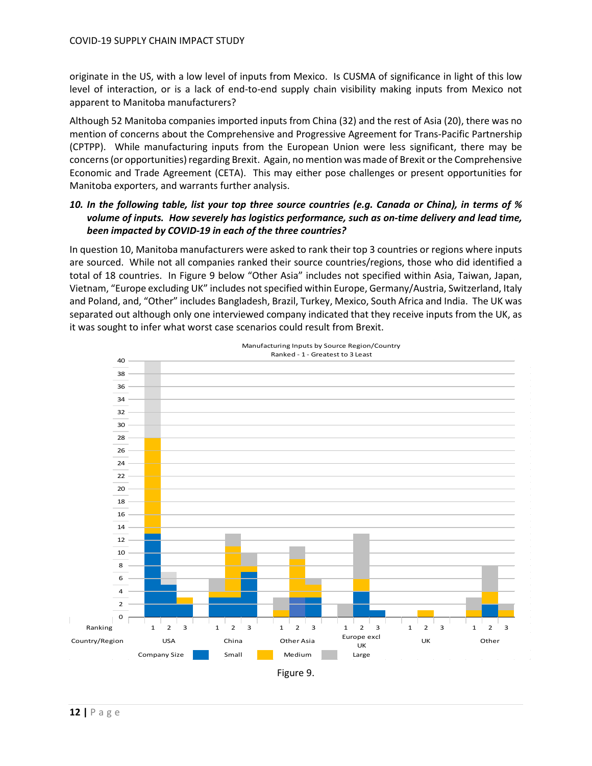originate in the US, with a low level of inputs from Mexico. Is CUSMA of significance in light of this low level of interaction, or is a lack of end-to-end supply chain visibility making inputs from Mexico not apparent to Manitoba manufacturers?

Although 52 Manitoba companies imported inputs from China (32) and the rest of Asia (20), there was no mention of concerns about the Comprehensive and Progressive Agreement for Trans-Pacific Partnership (CPTPP). While manufacturing inputs from the European Union were less significant, there may be concerns (or opportunities) regarding Brexit. Again, no mention was made of Brexit or the Comprehensive Economic and Trade Agreement (CETA). This may either pose challenges or present opportunities for Manitoba exporters, and warrants further analysis.

***10. In the following table, list your top three source countries (e.g. Canada or China), in terms of % volume of inputs. How severely has logistics performance, such as on-time delivery and lead time, been impacted by COVID-19 in each of the three countries?***

In question 10, Manitoba manufacturers were asked to rank their top 3 countries or regions where inputs are sourced. While not all companies ranked their source countries/regions, those who did identified a total of 18 countries. In Figure 9 below "Other Asia" includes not specified within Asia, Taiwan, Japan, Vietnam, "Europe excluding UK" includes not specified within Europe, Germany/Austria, Switzerland, Italy and Poland, and, "Other" includes Bangladesh, Brazil, Turkey, Mexico, South Africa and India. The UK was separated out although only one interviewed company indicated that they receive inputs from the UK, as it was sought to infer what worst case scenarios could result from Brexit.

Manufacturing Inputs by Source Region/Country
Ranked - 1 - Greatest to 3 Least

| Country/Region | Ranking | Small | Medium | Large |
|---|---|---|---|---|
| USA | 1 | 13 | 15 | 12 |
| USA | 2 | 5 | 0 | 2 |
| USA | 3 | 2 | 1 | 0 |
| China | 1 | 3 | 1 | 2 |
| China | 2 | 3 | 8 | 2 |
| China | 3 | 7 | 1 | 2 |
| Other Asia | 1 | 0 | 1 | 2 |
| Other Asia | 2 | 3 | 6 | 2 |
| Other Asia | 3 | 3 | 2 | 1 |
| Europe excl UK | 1 | 0 | 0 | 2 |
| Europe excl UK | 2 | 4 | 2 | 7 |
| Europe excl UK | 3 | 1 | 0 | 0 |
| UK | 1 | 0 | 0 | 0 |
| UK | 2 | 0 | 1 | 0 |
| UK | 3 | 0 | 0 | 0 |
| Other | 1 | 0 | 1 | 2 |
| Other | 2 | 2 | 2 | 4 |
| Other | 3 | 0 | 1 | 1 |

Figure 9.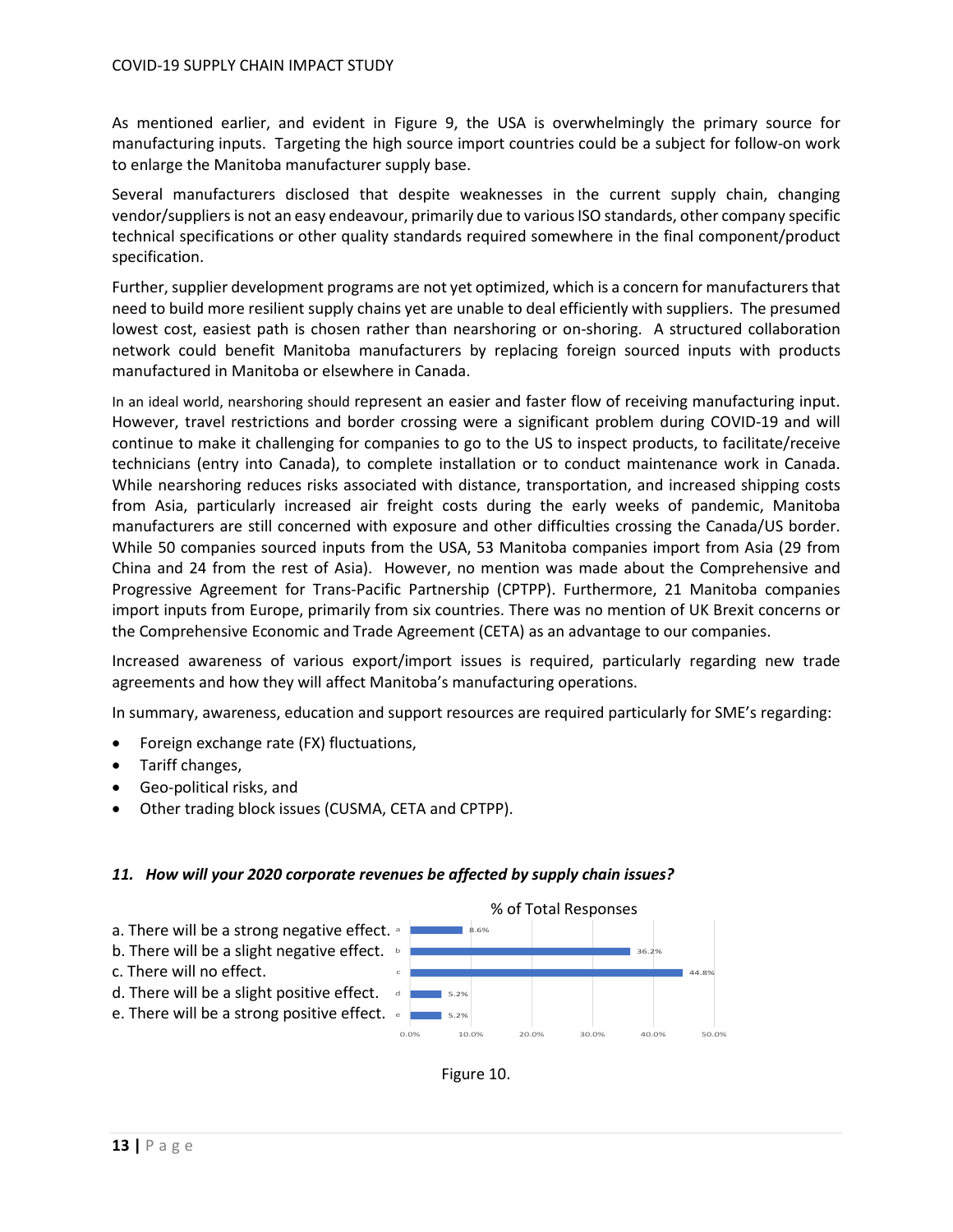As mentioned earlier, and evident in Figure 9, the USA is overwhelmingly the primary source for manufacturing inputs. Targeting the high source import countries could be a subject for follow-on work to enlarge the Manitoba manufacturer supply base.

Several manufacturers disclosed that despite weaknesses in the current supply chain, changing vendor/suppliers is not an easy endeavour, primarily due to various ISO standards, other company specific technical specifications or other quality standards required somewhere in the final component/product specification.

Further, supplier development programs are not yet optimized, which is a concern for manufacturers that need to build more resilient supply chains yet are unable to deal efficiently with suppliers. The presumed lowest cost, easiest path is chosen rather than nearshoring or on-shoring. A structured collaboration network could benefit Manitoba manufacturers by replacing foreign sourced inputs with products manufactured in Manitoba or elsewhere in Canada.

In an ideal world, nearshoring should represent an easier and faster flow of receiving manufacturing input. However, travel restrictions and border crossing were a significant problem during COVID-19 and will continue to make it challenging for companies to go to the US to inspect products, to facilitate/receive technicians (entry into Canada), to complete installation or to conduct maintenance work in Canada. While nearshoring reduces risks associated with distance, transportation, and increased shipping costs from Asia, particularly increased air freight costs during the early weeks of pandemic, Manitoba manufacturers are still concerned with exposure and other difficulties crossing the Canada/US border. While 50 companies sourced inputs from the USA, 53 Manitoba companies import from Asia (29 from China and 24 from the rest of Asia). However, no mention was made about the Comprehensive and Progressive Agreement for Trans-Pacific Partnership (CPTPP). Furthermore, 21 Manitoba companies import inputs from Europe, primarily from six countries. There was no mention of UK Brexit concerns or the Comprehensive Economic and Trade Agreement (CETA) as an advantage to our companies.

Increased awareness of various export/import issues is required, particularly regarding new trade agreements and how they will affect Manitoba's manufacturing operations.

In summary, awareness, education and support resources are required particularly for SME's regarding:

- Foreign exchange rate (FX) fluctuations,
- Tariff changes,
- Geo-political risks, and
- Other trading block issues (CUSMA, CETA and CPTPP).

### *11. How will your 2020 corporate revenues be affected by supply chain issues?*

| Response | % of Total Responses |
|---|---|
| a. There will be a strong negative effect. | 8.6% |
| b. There will be a slight negative effect. | 36.2% |
| c. There will no effect. | 44.8% |
| d. There will be a slight positive effect. | 5.2% |
| e. There will be a strong positive effect. | 5.2% |

Figure 10.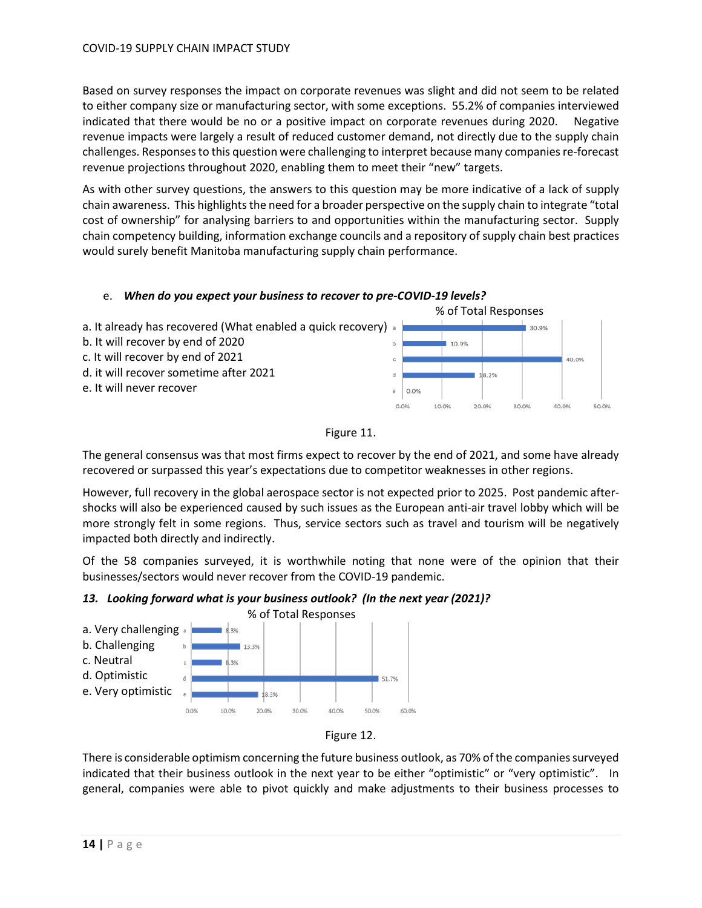Based on survey responses the impact on corporate revenues was slight and did not seem to be related to either company size or manufacturing sector, with some exceptions. 55.2% of companies interviewed indicated that there would be no or a positive impact on corporate revenues during 2020. Negative revenue impacts were largely a result of reduced customer demand, not directly due to the supply chain challenges. Responses to this question were challenging to interpret because many companies re-forecast revenue projections throughout 2020, enabling them to meet their "new" targets.

As with other survey questions, the answers to this question may be more indicative of a lack of supply chain awareness. This highlights the need for a broader perspective on the supply chain to integrate "total cost of ownership" for analysing barriers to and opportunities within the manufacturing sector. Supply chain competency building, information exchange councils and a repository of supply chain best practices would surely benefit Manitoba manufacturing supply chain performance.

e. ***When do you expect your business to recover to pre-COVID-19 levels?***

a. It already has recovered (What enabled a quick recovery)
b. It will recover by end of 2020
c. It will recover by end of 2021
d. it will recover sometime after 2021
e. It will never recover

% of Total Responses

| | % of Total Responses |
|---|---|
| a | 30.9% |
| b | 10.9% |
| c | 40.0% |
| d | 18.2% |
| e | 0.0% |

Figure 11.

The general consensus was that most firms expect to recover by the end of 2021, and some have already recovered or surpassed this year's expectations due to competitor weaknesses in other regions.

However, full recovery in the global aerospace sector is not expected prior to 2025. Post pandemic after-shocks will also be experienced caused by such issues as the European anti-air travel lobby which will be more strongly felt in some regions. Thus, service sectors such as travel and tourism will be negatively impacted both directly and indirectly.

Of the 58 companies surveyed, it is worthwhile noting that none were of the opinion that their businesses/sectors would never recover from the COVID-19 pandemic.

***13. Looking forward what is your business outlook? (In the next year (2021)?***

a. Very challenging
b. Challenging
c. Neutral
d. Optimistic
e. Very optimistic

| | % of Total Responses |
|---|---|
| a | 8.3% |
| b | 13.3% |
| c | 8.3% |
| d | 51.7% |
| e | 18.3% |

Figure 12.

There is considerable optimism concerning the future business outlook, as 70% of the companies surveyed indicated that their business outlook in the next year to be either "optimistic" or "very optimistic". In general, companies were able to pivot quickly and make adjustments to their business processes to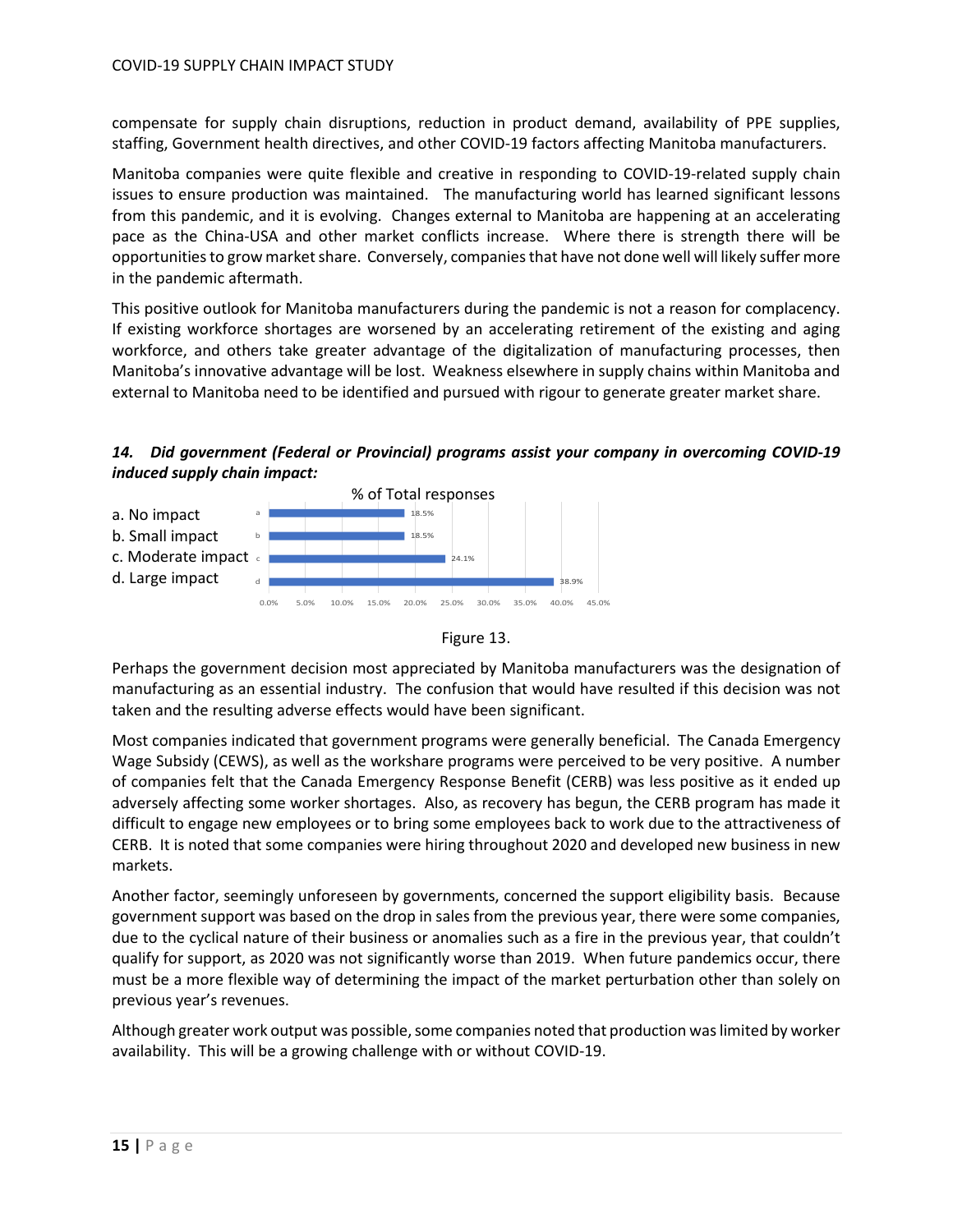compensate for supply chain disruptions, reduction in product demand, availability of PPE supplies, staffing, Government health directives, and other COVID-19 factors affecting Manitoba manufacturers.

Manitoba companies were quite flexible and creative in responding to COVID-19-related supply chain issues to ensure production was maintained. The manufacturing world has learned significant lessons from this pandemic, and it is evolving. Changes external to Manitoba are happening at an accelerating pace as the China-USA and other market conflicts increase. Where there is strength there will be opportunities to grow market share. Conversely, companies that have not done well will likely suffer more in the pandemic aftermath.

This positive outlook for Manitoba manufacturers during the pandemic is not a reason for complacency. If existing workforce shortages are worsened by an accelerating retirement of the existing and aging workforce, and others take greater advantage of the digitalization of manufacturing processes, then Manitoba's innovative advantage will be lost. Weakness elsewhere in supply chains within Manitoba and external to Manitoba need to be identified and pursued with rigour to generate greater market share.

***14. Did government (Federal or Provincial) programs assist your company in overcoming COVID-19 induced supply chain impact:***

a. No impact
b. Small impact
c. Moderate impact
d. Large impact

% of Total responses

| Response | % of Total responses |
|---|---|
| a | 18.5% |
| b | 18.5% |
| c | 24.1% |
| d | 38.9% |

Figure 13.

Perhaps the government decision most appreciated by Manitoba manufacturers was the designation of manufacturing as an essential industry. The confusion that would have resulted if this decision was not taken and the resulting adverse effects would have been significant.

Most companies indicated that government programs were generally beneficial. The Canada Emergency Wage Subsidy (CEWS), as well as the workshare programs were perceived to be very positive. A number of companies felt that the Canada Emergency Response Benefit (CERB) was less positive as it ended up adversely affecting some worker shortages. Also, as recovery has begun, the CERB program has made it difficult to engage new employees or to bring some employees back to work due to the attractiveness of CERB. It is noted that some companies were hiring throughout 2020 and developed new business in new markets.

Another factor, seemingly unforeseen by governments, concerned the support eligibility basis. Because government support was based on the drop in sales from the previous year, there were some companies, due to the cyclical nature of their business or anomalies such as a fire in the previous year, that couldn't qualify for support, as 2020 was not significantly worse than 2019. When future pandemics occur, there must be a more flexible way of determining the impact of the market perturbation other than solely on previous year's revenues.

Although greater work output was possible, some companies noted that production was limited by worker availability. This will be a growing challenge with or without COVID-19.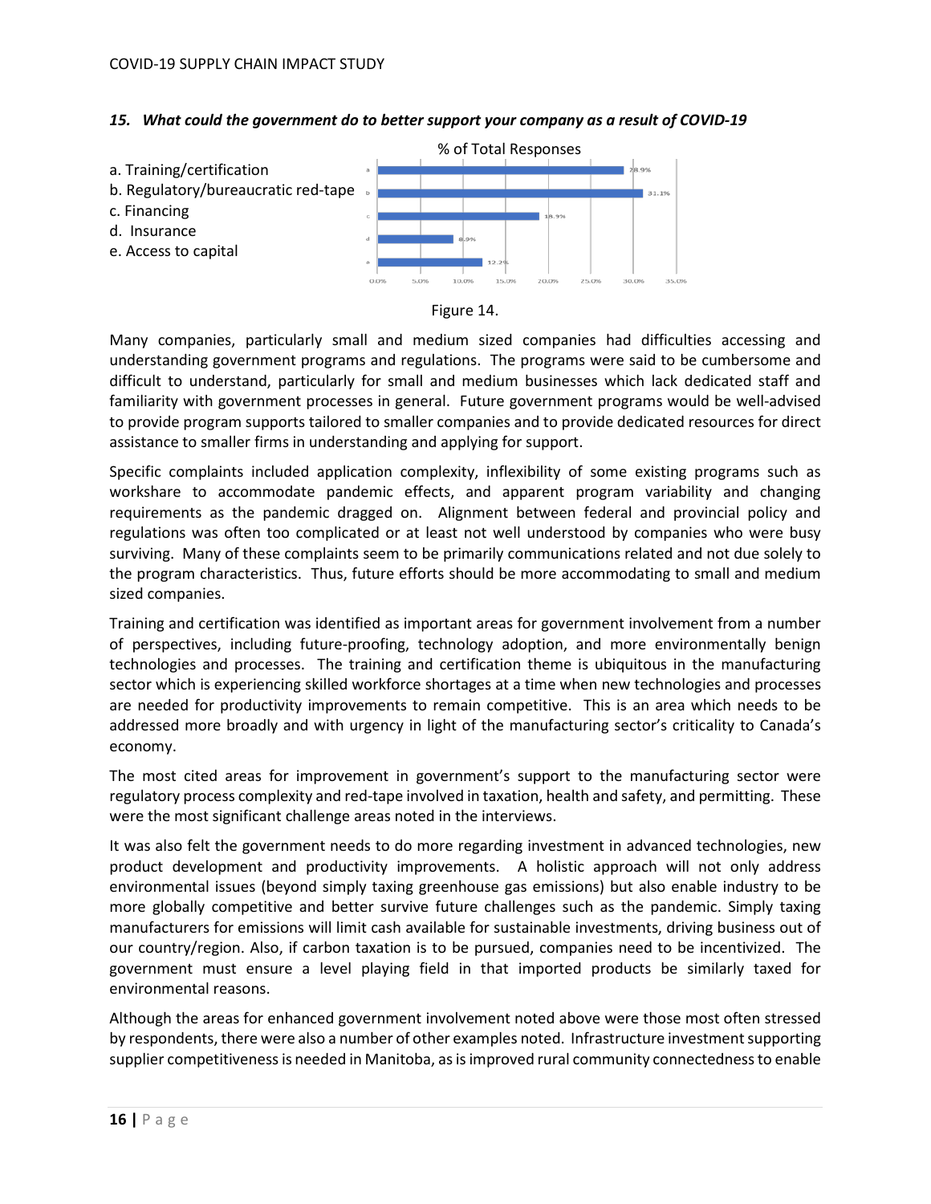### *15. What could the government do to better support your company as a result of COVID-19*

a. Training/certification
b. Regulatory/bureaucratic red-tape
c. Financing
d. Insurance
e. Access to capital

% of Total Responses

| | % of Total Responses |
|---|---|
| a | 28.9% |
| b | 31.1% |
| c | 18.9% |
| d | 8.9% |
| e | 12.2% |

Figure 14.

Many companies, particularly small and medium sized companies had difficulties accessing and understanding government programs and regulations. The programs were said to be cumbersome and difficult to understand, particularly for small and medium businesses which lack dedicated staff and familiarity with government processes in general. Future government programs would be well-advised to provide program supports tailored to smaller companies and to provide dedicated resources for direct assistance to smaller firms in understanding and applying for support.

Specific complaints included application complexity, inflexibility of some existing programs such as workshare to accommodate pandemic effects, and apparent program variability and changing requirements as the pandemic dragged on. Alignment between federal and provincial policy and regulations was often too complicated or at least not well understood by companies who were busy surviving. Many of these complaints seem to be primarily communications related and not due solely to the program characteristics. Thus, future efforts should be more accommodating to small and medium sized companies.

Training and certification was identified as important areas for government involvement from a number of perspectives, including future-proofing, technology adoption, and more environmentally benign technologies and processes. The training and certification theme is ubiquitous in the manufacturing sector which is experiencing skilled workforce shortages at a time when new technologies and processes are needed for productivity improvements to remain competitive. This is an area which needs to be addressed more broadly and with urgency in light of the manufacturing sector's criticality to Canada's economy.

The most cited areas for improvement in government's support to the manufacturing sector were regulatory process complexity and red-tape involved in taxation, health and safety, and permitting. These were the most significant challenge areas noted in the interviews.

It was also felt the government needs to do more regarding investment in advanced technologies, new product development and productivity improvements. A holistic approach will not only address environmental issues (beyond simply taxing greenhouse gas emissions) but also enable industry to be more globally competitive and better survive future challenges such as the pandemic. Simply taxing manufacturers for emissions will limit cash available for sustainable investments, driving business out of our country/region. Also, if carbon taxation is to be pursued, companies need to be incentivized. The government must ensure a level playing field in that imported products be similarly taxed for environmental reasons.

Although the areas for enhanced government involvement noted above were those most often stressed by respondents, there were also a number of other examples noted. Infrastructure investment supporting supplier competitiveness is needed in Manitoba, as is improved rural community connectedness to enable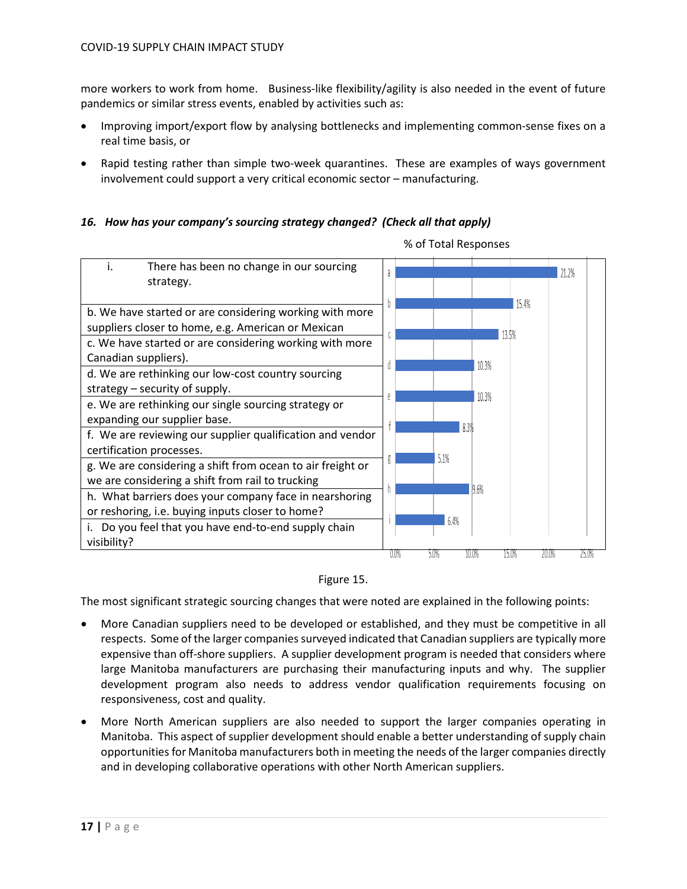more workers to work from home. Business-like flexibility/agility is also needed in the event of future pandemics or similar stress events, enabled by activities such as:

- Improving import/export flow by analysing bottlenecks and implementing common-sense fixes on a real time basis, or
- Rapid testing rather than simple two-week quarantines. These are examples of ways government involvement could support a very critical economic sector – manufacturing.

***16. How has your company's sourcing strategy changed? (Check all that apply)***

| Response | % of Total Responses |
|---|---|
| i. There has been no change in our sourcing strategy. | 21.2% |
| b. We have started or are considering working with more suppliers closer to home, e.g. American or Mexican | 15.4% |
| c. We have started or are considering working with more Canadian suppliers). | 13.5% |
| d. We are rethinking our low-cost country sourcing strategy – security of supply. | 10.3% |
| e. We are rethinking our single sourcing strategy or expanding our supplier base. | 10.3% |
| f. We are reviewing our supplier qualification and vendor certification processes. | 8.3% |
| g. We are considering a shift from ocean to air freight or we are considering a shift from rail to trucking | 5.1% |
| h. What barriers does your company face in nearshoring or reshoring, i.e. buying inputs closer to home? | 9.6% |
| i. Do you feel that you have end-to-end supply chain visibility? | 6.4% |

Figure 15.

The most significant strategic sourcing changes that were noted are explained in the following points:

- More Canadian suppliers need to be developed or established, and they must be competitive in all respects. Some of the larger companies surveyed indicated that Canadian suppliers are typically more expensive than off-shore suppliers. A supplier development program is needed that considers where large Manitoba manufacturers are purchasing their manufacturing inputs and why. The supplier development program also needs to address vendor qualification requirements focusing on responsiveness, cost and quality.
- More North American suppliers are also needed to support the larger companies operating in Manitoba. This aspect of supplier development should enable a better understanding of supply chain opportunities for Manitoba manufacturers both in meeting the needs of the larger companies directly and in developing collaborative operations with other North American suppliers.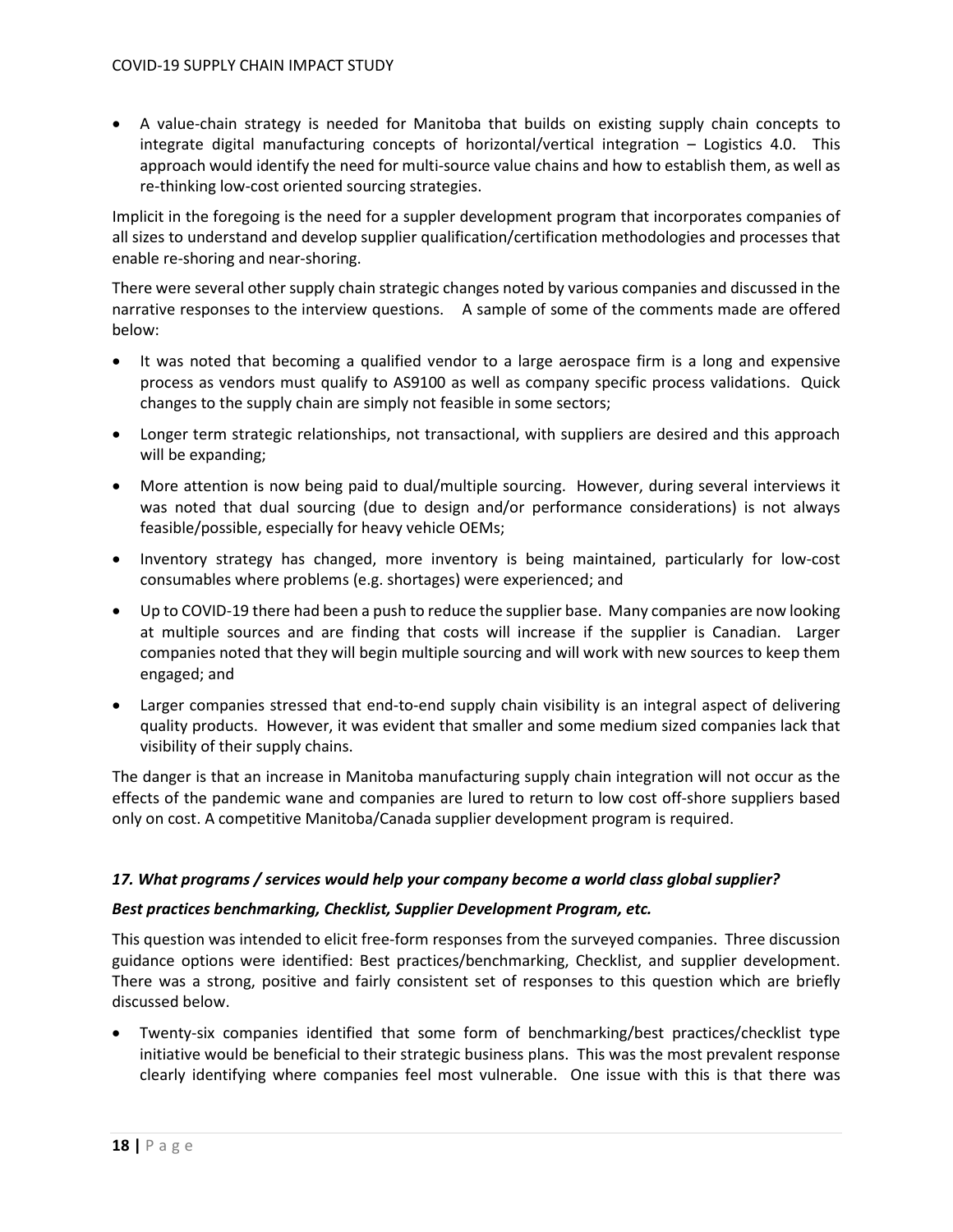- A value-chain strategy is needed for Manitoba that builds on existing supply chain concepts to integrate digital manufacturing concepts of horizontal/vertical integration – Logistics 4.0. This approach would identify the need for multi-source value chains and how to establish them, as well as re-thinking low-cost oriented sourcing strategies.

Implicit in the foregoing is the need for a suppler development program that incorporates companies of all sizes to understand and develop supplier qualification/certification methodologies and processes that enable re-shoring and near-shoring.

There were several other supply chain strategic changes noted by various companies and discussed in the narrative responses to the interview questions. A sample of some of the comments made are offered below:

- It was noted that becoming a qualified vendor to a large aerospace firm is a long and expensive process as vendors must qualify to AS9100 as well as company specific process validations. Quick changes to the supply chain are simply not feasible in some sectors;
- Longer term strategic relationships, not transactional, with suppliers are desired and this approach will be expanding;
- More attention is now being paid to dual/multiple sourcing. However, during several interviews it was noted that dual sourcing (due to design and/or performance considerations) is not always feasible/possible, especially for heavy vehicle OEMs;
- Inventory strategy has changed, more inventory is being maintained, particularly for low-cost consumables where problems (e.g. shortages) were experienced; and
- Up to COVID-19 there had been a push to reduce the supplier base. Many companies are now looking at multiple sources and are finding that costs will increase if the supplier is Canadian. Larger companies noted that they will begin multiple sourcing and will work with new sources to keep them engaged; and
- Larger companies stressed that end-to-end supply chain visibility is an integral aspect of delivering quality products. However, it was evident that smaller and some medium sized companies lack that visibility of their supply chains.

The danger is that an increase in Manitoba manufacturing supply chain integration will not occur as the effects of the pandemic wane and companies are lured to return to low cost off-shore suppliers based only on cost. A competitive Manitoba/Canada supplier development program is required.

### *17. What programs / services would help your company become a world class global supplier?*

***Best practices benchmarking, Checklist, Supplier Development Program, etc.***

This question was intended to elicit free-form responses from the surveyed companies. Three discussion guidance options were identified: Best practices/benchmarking, Checklist, and supplier development. There was a strong, positive and fairly consistent set of responses to this question which are briefly discussed below.

- Twenty-six companies identified that some form of benchmarking/best practices/checklist type initiative would be beneficial to their strategic business plans. This was the most prevalent response clearly identifying where companies feel most vulnerable. One issue with this is that there was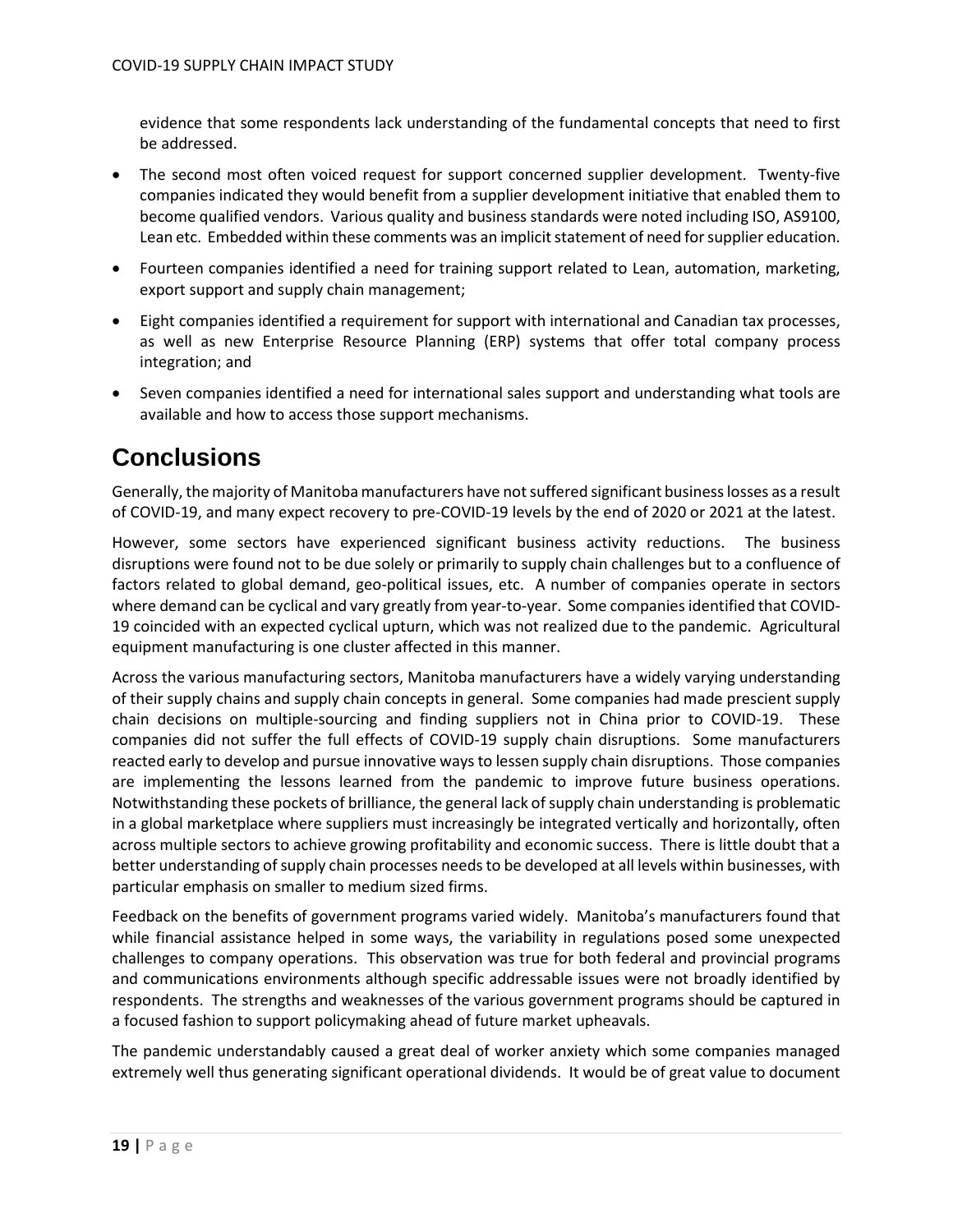evidence that some respondents lack understanding of the fundamental concepts that need to first be addressed.

- The second most often voiced request for support concerned supplier development. Twenty-five companies indicated they would benefit from a supplier development initiative that enabled them to become qualified vendors. Various quality and business standards were noted including ISO, AS9100, Lean etc. Embedded within these comments was an implicit statement of need for supplier education.
- Fourteen companies identified a need for training support related to Lean, automation, marketing, export support and supply chain management;
- Eight companies identified a requirement for support with international and Canadian tax processes, as well as new Enterprise Resource Planning (ERP) systems that offer total company process integration; and
- Seven companies identified a need for international sales support and understanding what tools are available and how to access those support mechanisms.

# Conclusions

Generally, the majority of Manitoba manufacturers have not suffered significant business losses as a result of COVID-19, and many expect recovery to pre-COVID-19 levels by the end of 2020 or 2021 at the latest.

However, some sectors have experienced significant business activity reductions. The business disruptions were found not to be due solely or primarily to supply chain challenges but to a confluence of factors related to global demand, geo-political issues, etc. A number of companies operate in sectors where demand can be cyclical and vary greatly from year-to-year. Some companies identified that COVID-19 coincided with an expected cyclical upturn, which was not realized due to the pandemic. Agricultural equipment manufacturing is one cluster affected in this manner.

Across the various manufacturing sectors, Manitoba manufacturers have a widely varying understanding of their supply chains and supply chain concepts in general. Some companies had made prescient supply chain decisions on multiple-sourcing and finding suppliers not in China prior to COVID-19. These companies did not suffer the full effects of COVID-19 supply chain disruptions. Some manufacturers reacted early to develop and pursue innovative ways to lessen supply chain disruptions. Those companies are implementing the lessons learned from the pandemic to improve future business operations. Notwithstanding these pockets of brilliance, the general lack of supply chain understanding is problematic in a global marketplace where suppliers must increasingly be integrated vertically and horizontally, often across multiple sectors to achieve growing profitability and economic success. There is little doubt that a better understanding of supply chain processes needs to be developed at all levels within businesses, with particular emphasis on smaller to medium sized firms.

Feedback on the benefits of government programs varied widely. Manitoba's manufacturers found that while financial assistance helped in some ways, the variability in regulations posed some unexpected challenges to company operations. This observation was true for both federal and provincial programs and communications environments although specific addressable issues were not broadly identified by respondents. The strengths and weaknesses of the various government programs should be captured in a focused fashion to support policymaking ahead of future market upheavals.

The pandemic understandably caused a great deal of worker anxiety which some companies managed extremely well thus generating significant operational dividends. It would be of great value to document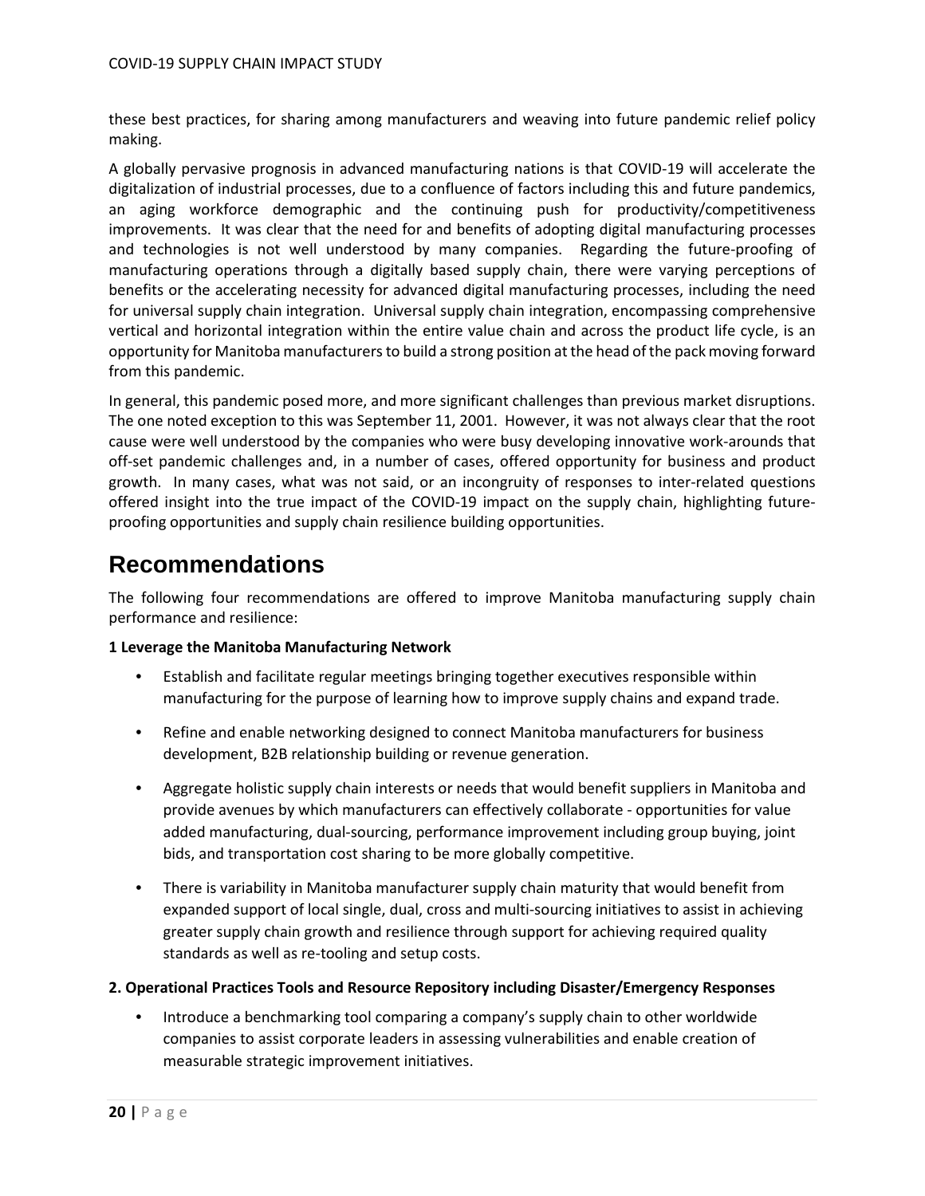these best practices, for sharing among manufacturers and weaving into future pandemic relief policy making.

A globally pervasive prognosis in advanced manufacturing nations is that COVID-19 will accelerate the digitalization of industrial processes, due to a confluence of factors including this and future pandemics, an aging workforce demographic and the continuing push for productivity/competitiveness improvements. It was clear that the need for and benefits of adopting digital manufacturing processes and technologies is not well understood by many companies. Regarding the future-proofing of manufacturing operations through a digitally based supply chain, there were varying perceptions of benefits or the accelerating necessity for advanced digital manufacturing processes, including the need for universal supply chain integration. Universal supply chain integration, encompassing comprehensive vertical and horizontal integration within the entire value chain and across the product life cycle, is an opportunity for Manitoba manufacturers to build a strong position at the head of the pack moving forward from this pandemic.

In general, this pandemic posed more, and more significant challenges than previous market disruptions. The one noted exception to this was September 11, 2001. However, it was not always clear that the root cause were well understood by the companies who were busy developing innovative work-arounds that off-set pandemic challenges and, in a number of cases, offered opportunity for business and product growth. In many cases, what was not said, or an incongruity of responses to inter-related questions offered insight into the true impact of the COVID-19 impact on the supply chain, highlighting future-proofing opportunities and supply chain resilience building opportunities.

# Recommendations

The following four recommendations are offered to improve Manitoba manufacturing supply chain performance and resilience:

**1 Leverage the Manitoba Manufacturing Network**

- Establish and facilitate regular meetings bringing together executives responsible within manufacturing for the purpose of learning how to improve supply chains and expand trade.
- Refine and enable networking designed to connect Manitoba manufacturers for business development, B2B relationship building or revenue generation.
- Aggregate holistic supply chain interests or needs that would benefit suppliers in Manitoba and provide avenues by which manufacturers can effectively collaborate - opportunities for value added manufacturing, dual-sourcing, performance improvement including group buying, joint bids, and transportation cost sharing to be more globally competitive.
- There is variability in Manitoba manufacturer supply chain maturity that would benefit from expanded support of local single, dual, cross and multi-sourcing initiatives to assist in achieving greater supply chain growth and resilience through support for achieving required quality standards as well as re-tooling and setup costs.

**2. Operational Practices Tools and Resource Repository including Disaster/Emergency Responses**

- Introduce a benchmarking tool comparing a company's supply chain to other worldwide companies to assist corporate leaders in assessing vulnerabilities and enable creation of measurable strategic improvement initiatives.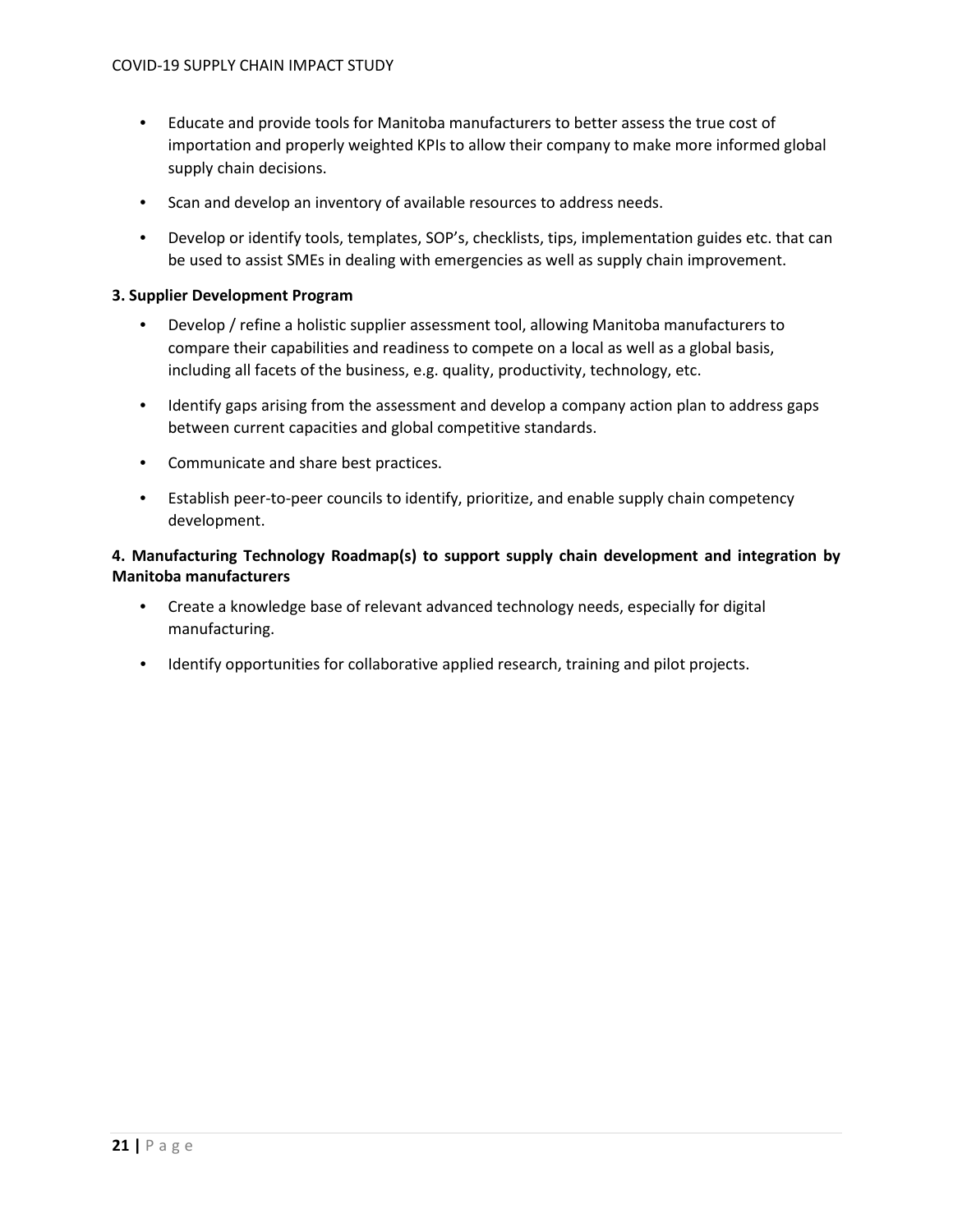- Educate and provide tools for Manitoba manufacturers to better assess the true cost of importation and properly weighted KPIs to allow their company to make more informed global supply chain decisions.
- Scan and develop an inventory of available resources to address needs.
- Develop or identify tools, templates, SOP's, checklists, tips, implementation guides etc. that can be used to assist SMEs in dealing with emergencies as well as supply chain improvement.

**3. Supplier Development Program**

- Develop / refine a holistic supplier assessment tool, allowing Manitoba manufacturers to compare their capabilities and readiness to compete on a local as well as a global basis, including all facets of the business, e.g. quality, productivity, technology, etc.
- Identify gaps arising from the assessment and develop a company action plan to address gaps between current capacities and global competitive standards.
- Communicate and share best practices.
- Establish peer-to-peer councils to identify, prioritize, and enable supply chain competency development.

**4. Manufacturing Technology Roadmap(s) to support supply chain development and integration by Manitoba manufacturers**

- Create a knowledge base of relevant advanced technology needs, especially for digital manufacturing.
- Identify opportunities for collaborative applied research, training and pilot projects.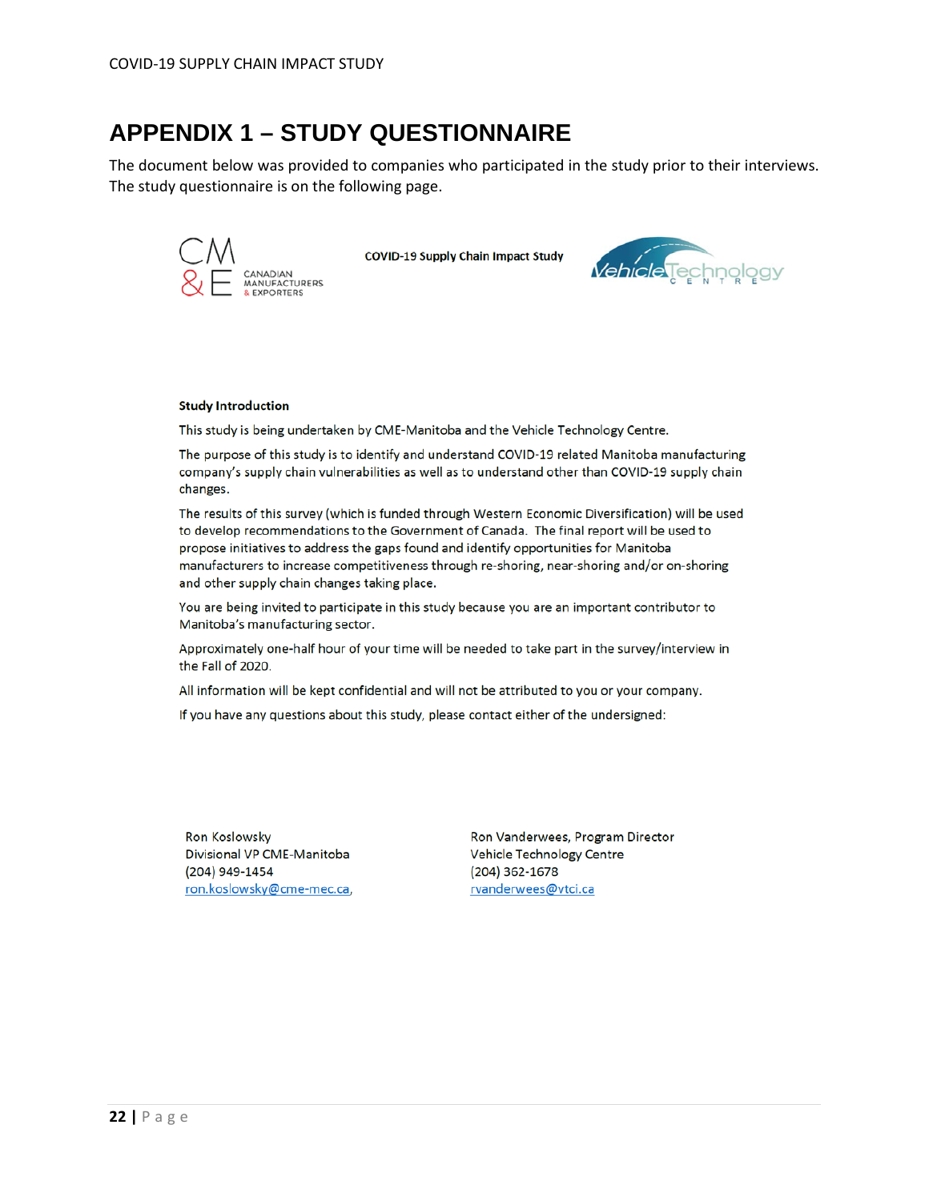# APPENDIX 1 – STUDY QUESTIONNAIRE

The document below was provided to companies who participated in the study prior to their interviews. The study questionnaire is on the following page.

CANADIAN MANUFACTURERS & EXPORTERS

**COVID-19 Supply Chain Impact Study**

Vehicle Technology Centre

**Study Introduction**

This study is being undertaken by CME-Manitoba and the Vehicle Technology Centre.

The purpose of this study is to identify and understand COVID-19 related Manitoba manufacturing company's supply chain vulnerabilities as well as to understand other than COVID-19 supply chain changes.

The results of this survey (which is funded through Western Economic Diversification) will be used to develop recommendations to the Government of Canada. The final report will be used to propose initiatives to address the gaps found and identify opportunities for Manitoba manufacturers to increase competitiveness through re-shoring, near-shoring and/or on-shoring and other supply chain changes taking place.

You are being invited to participate in this study because you are an important contributor to Manitoba's manufacturing sector.

Approximately one-half hour of your time will be needed to take part in the survey/interview in the Fall of 2020.

All information will be kept confidential and will not be attributed to you or your company.

If you have any questions about this study, please contact either of the undersigned:

Ron Koslowsky
Divisional VP CME-Manitoba
(204) 949-1454
ron.koslowsky@cme-mec.ca,

Ron Vanderwees, Program Director
Vehicle Technology Centre
(204) 362-1678
rvanderwees@vtci.ca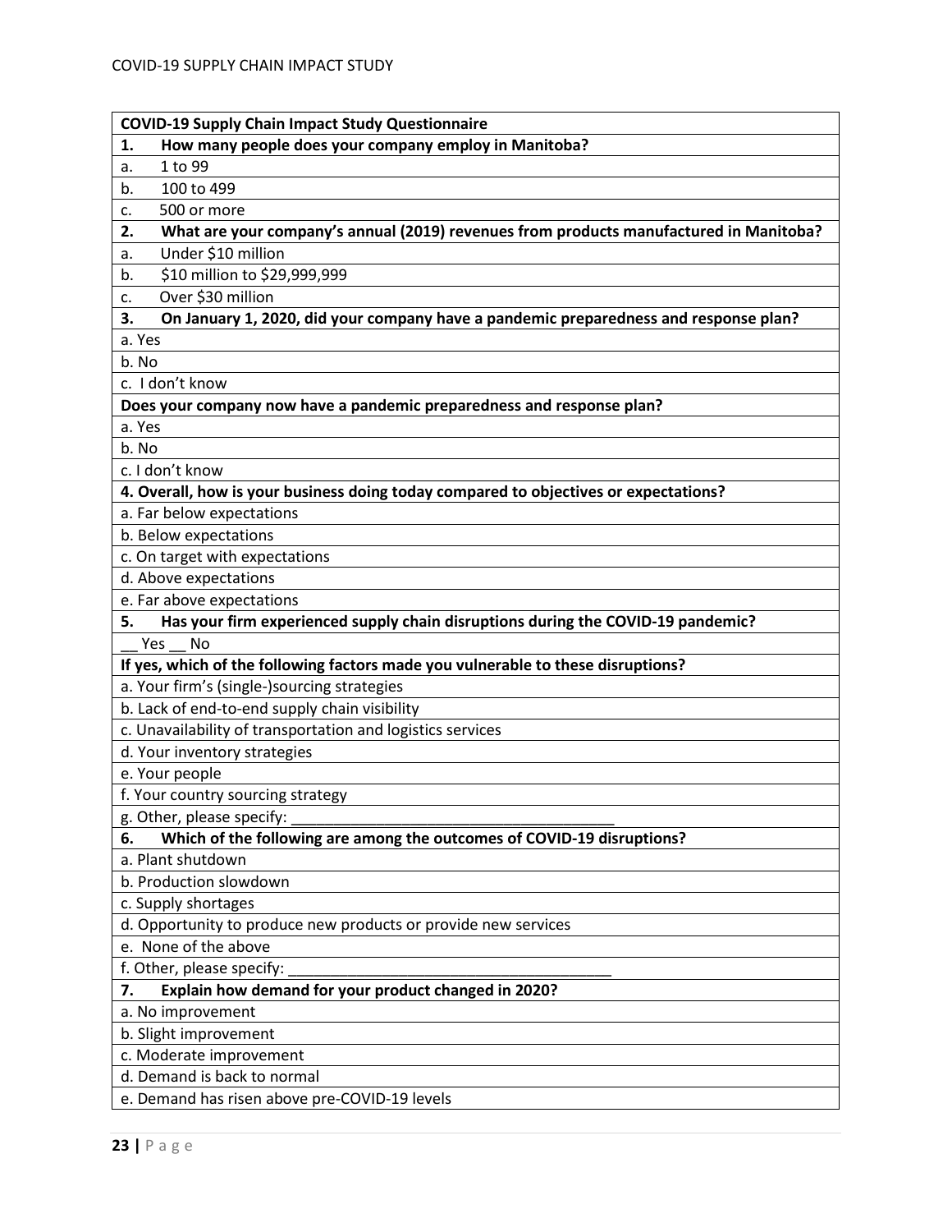| COVID-19 Supply Chain Impact Study Questionnaire |
|---|
| **1. How many people does your company employ in Manitoba?** |
| a. 1 to 99 |
| b. 100 to 499 |
| c. 500 or more |
| **2. What are your company's annual (2019) revenues from products manufactured in Manitoba?** |
| a. Under $10 million |
| b. $10 million to $29,999,999 |
| c. Over $30 million |
| **3. On January 1, 2020, did your company have a pandemic preparedness and response plan?** |
| a. Yes |
| b. No |
| c. I don't know |
| **Does your company now have a pandemic preparedness and response plan?** |
| a. Yes |
| b. No |
| c. I don't know |
| **4. Overall, how is your business doing today compared to objectives or expectations?** |
| a. Far below expectations |
| b. Below expectations |
| c. On target with expectations |
| d. Above expectations |
| e. Far above expectations |
| **5. Has your firm experienced supply chain disruptions during the COVID-19 pandemic?** |
| __ Yes __ No |
| **If yes, which of the following factors made you vulnerable to these disruptions?** |
| a. Your firm's (single-)sourcing strategies |
| b. Lack of end-to-end supply chain visibility |
| c. Unavailability of transportation and logistics services |
| d. Your inventory strategies |
| e. Your people |
| f. Your country sourcing strategy |
| g. Other, please specify: _______________________________________ |
| **6. Which of the following are among the outcomes of COVID-19 disruptions?** |
| a. Plant shutdown |
| b. Production slowdown |
| c. Supply shortages |
| d. Opportunity to produce new products or provide new services |
| e. None of the above |
| f. Other, please specify: _______________________________________ |
| **7. Explain how demand for your product changed in 2020?** |
| a. No improvement |
| b. Slight improvement |
| c. Moderate improvement |
| d. Demand is back to normal |
| e. Demand has risen above pre-COVID-19 levels |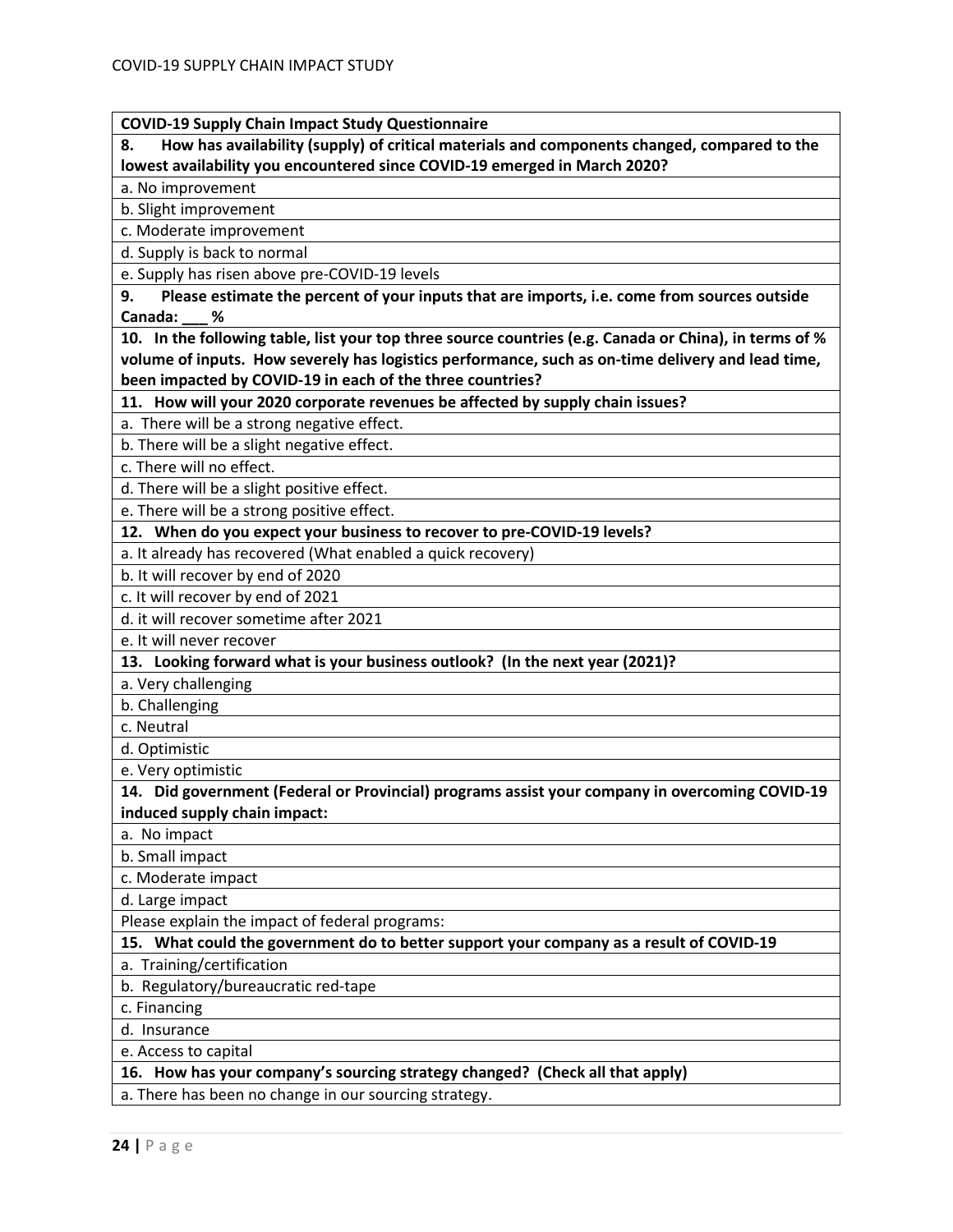| COVID-19 Supply Chain Impact Study Questionnaire |
|---|
| **8. How has availability (supply) of critical materials and components changed, compared to the lowest availability you encountered since COVID-19 emerged in March 2020?** |
| a. No improvement |
| b. Slight improvement |
| c. Moderate improvement |
| d. Supply is back to normal |
| e. Supply has risen above pre-COVID-19 levels |
| **9. Please estimate the percent of your inputs that are imports, i.e. come from sources outside Canada: ___ %** |
| **10. In the following table, list your top three source countries (e.g. Canada or China), in terms of % volume of inputs. How severely has logistics performance, such as on-time delivery and lead time, been impacted by COVID-19 in each of the three countries?** |
| **11. How will your 2020 corporate revenues be affected by supply chain issues?** |
| a. There will be a strong negative effect. |
| b. There will be a slight negative effect. |
| c. There will no effect. |
| d. There will be a slight positive effect. |
| e. There will be a strong positive effect. |
| **12. When do you expect your business to recover to pre-COVID-19 levels?** |
| a. It already has recovered (What enabled a quick recovery) |
| b. It will recover by end of 2020 |
| c. It will recover by end of 2021 |
| d. it will recover sometime after 2021 |
| e. It will never recover |
| **13. Looking forward what is your business outlook? (In the next year (2021)?** |
| a. Very challenging |
| b. Challenging |
| c. Neutral |
| d. Optimistic |
| e. Very optimistic |
| **14. Did government (Federal or Provincial) programs assist your company in overcoming COVID-19 induced supply chain impact:** |
| a. No impact |
| b. Small impact |
| c. Moderate impact |
| d. Large impact |
| Please explain the impact of federal programs: |
| **15. What could the government do to better support your company as a result of COVID-19** |
| a. Training/certification |
| b. Regulatory/bureaucratic red-tape |
| c. Financing |
| d. Insurance |
| e. Access to capital |
| **16. How has your company's sourcing strategy changed? (Check all that apply)** |
| a. There has been no change in our sourcing strategy. |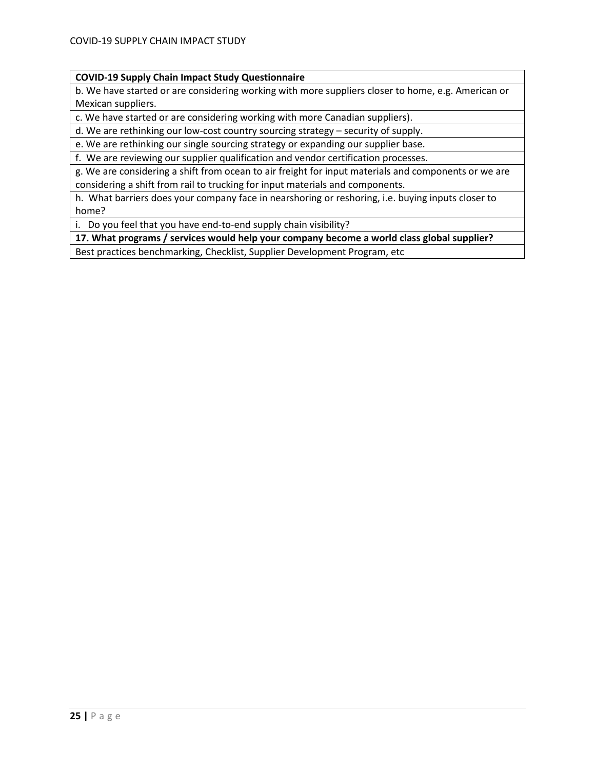| COVID-19 Supply Chain Impact Study Questionnaire |
| --- |
| b. We have started or are considering working with more suppliers closer to home, e.g. American or Mexican suppliers. |
| c. We have started or are considering working with more Canadian suppliers). |
| d. We are rethinking our low-cost country sourcing strategy – security of supply. |
| e. We are rethinking our single sourcing strategy or expanding our supplier base. |
| f. We are reviewing our supplier qualification and vendor certification processes. |
| g. We are considering a shift from ocean to air freight for input materials and components or we are considering a shift from rail to trucking for input materials and components. |
| h. What barriers does your company face in nearshoring or reshoring, i.e. buying inputs closer to home? |
| i. Do you feel that you have end-to-end supply chain visibility? |
| **17. What programs / services would help your company become a world class global supplier?** |
| Best practices benchmarking, Checklist, Supplier Development Program, etc |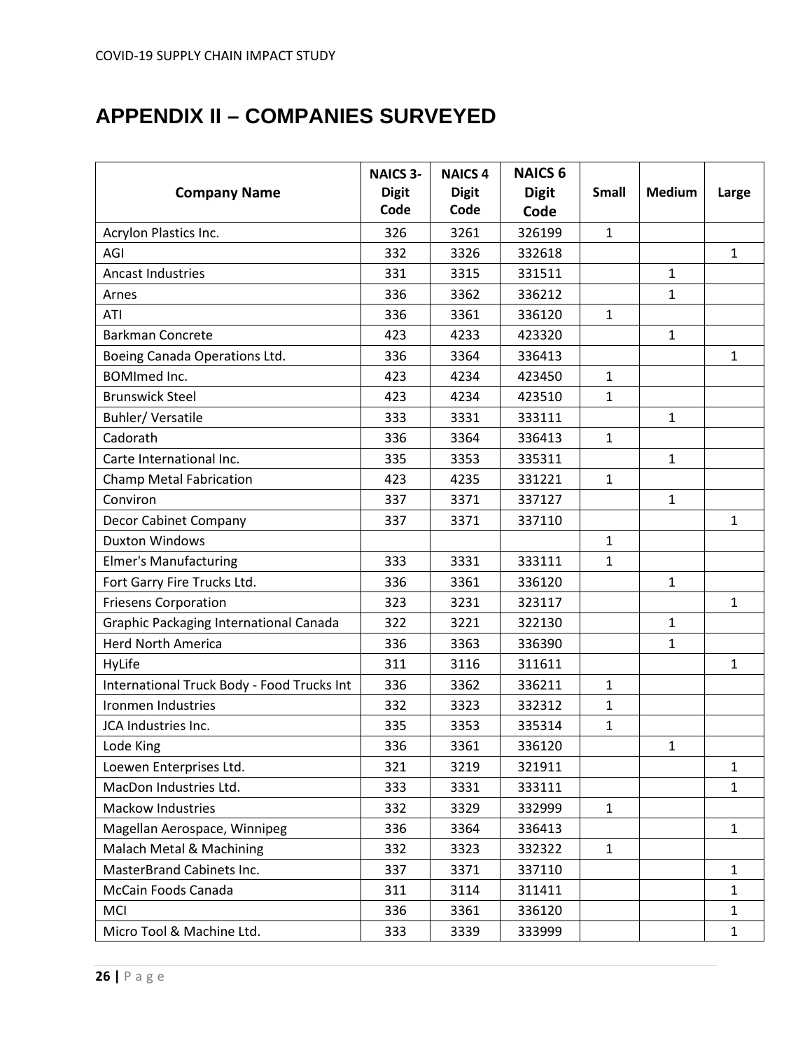# APPENDIX II – COMPANIES SURVEYED

| Company Name | NAICS 3-Digit Code | NAICS 4 Digit Code | NAICS 6 Digit Code | Small | Medium | Large |
|---|---|---|---|---|---|---|
| Acrylon Plastics Inc. | 326 | 3261 | 326199 | 1 | | |
| AGI | 332 | 3326 | 332618 | | | 1 |
| Ancast Industries | 331 | 3315 | 331511 | | 1 | |
| Arnes | 336 | 3362 | 336212 | | 1 | |
| ATI | 336 | 3361 | 336120 | 1 | | |
| Barkman Concrete | 423 | 4233 | 423320 | | 1 | |
| Boeing Canada Operations Ltd. | 336 | 3364 | 336413 | | | 1 |
| BOMImed Inc. | 423 | 4234 | 423450 | 1 | | |
| Brunswick Steel | 423 | 4234 | 423510 | 1 | | |
| Buhler/ Versatile | 333 | 3331 | 333111 | | 1 | |
| Cadorath | 336 | 3364 | 336413 | 1 | | |
| Carte International Inc. | 335 | 3353 | 335311 | | 1 | |
| Champ Metal Fabrication | 423 | 4235 | 331221 | 1 | | |
| Conviron | 337 | 3371 | 337127 | | 1 | |
| Decor Cabinet Company | 337 | 3371 | 337110 | | | 1 |
| Duxton Windows | | | | 1 | | |
| Elmer's Manufacturing | 333 | 3331 | 333111 | 1 | | |
| Fort Garry Fire Trucks Ltd. | 336 | 3361 | 336120 | | 1 | |
| Friesens Corporation | 323 | 3231 | 323117 | | | 1 |
| Graphic Packaging International Canada | 322 | 3221 | 322130 | | 1 | |
| Herd North America | 336 | 3363 | 336390 | | 1 | |
| HyLife | 311 | 3116 | 311611 | | | 1 |
| International Truck Body - Food Trucks Int | 336 | 3362 | 336211 | 1 | | |
| Ironmen Industries | 332 | 3323 | 332312 | 1 | | |
| JCA Industries Inc. | 335 | 3353 | 335314 | 1 | | |
| Lode King | 336 | 3361 | 336120 | | 1 | |
| Loewen Enterprises Ltd. | 321 | 3219 | 321911 | | | 1 |
| MacDon Industries Ltd. | 333 | 3331 | 333111 | | | 1 |
| Mackow Industries | 332 | 3329 | 332999 | 1 | | |
| Magellan Aerospace, Winnipeg | 336 | 3364 | 336413 | | | 1 |
| Malach Metal & Machining | 332 | 3323 | 332322 | 1 | | |
| MasterBrand Cabinets Inc. | 337 | 3371 | 337110 | | | 1 |
| McCain Foods Canada | 311 | 3114 | 311411 | | | 1 |
| MCI | 336 | 3361 | 336120 | | | 1 |
| Micro Tool & Machine Ltd. | 333 | 3339 | 333999 | | | 1 |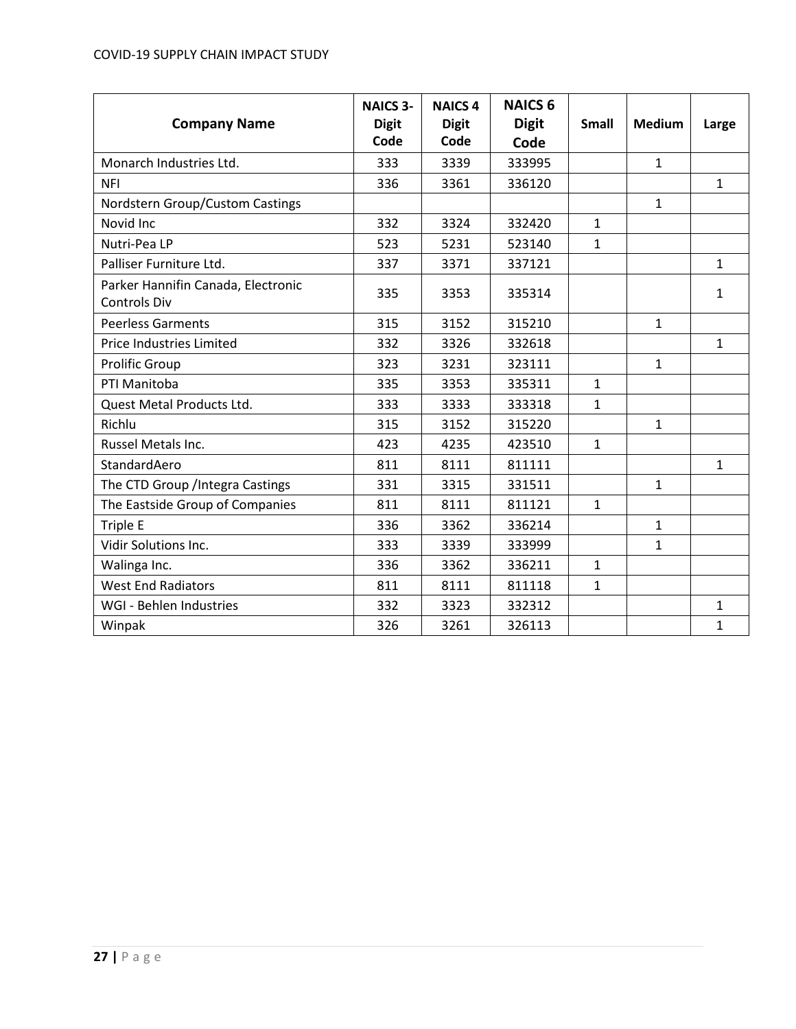| Company Name | NAICS 3-Digit Code | NAICS 4 Digit Code | NAICS 6 Digit Code | Small | Medium | Large |
|---|---|---|---|---|---|---|
| Monarch Industries Ltd. | 333 | 3339 | 333995 | | 1 | |
| NFI | 336 | 3361 | 336120 | | | 1 |
| Nordstern Group/Custom Castings | | | | | 1 | |
| Novid Inc | 332 | 3324 | 332420 | 1 | | |
| Nutri-Pea LP | 523 | 5231 | 523140 | 1 | | |
| Palliser Furniture Ltd. | 337 | 3371 | 337121 | | | 1 |
| Parker Hannifin Canada, Electronic Controls Div | 335 | 3353 | 335314 | | | 1 |
| Peerless Garments | 315 | 3152 | 315210 | | 1 | |
| Price Industries Limited | 332 | 3326 | 332618 | | | 1 |
| Prolific Group | 323 | 3231 | 323111 | | 1 | |
| PTI Manitoba | 335 | 3353 | 335311 | 1 | | |
| Quest Metal Products Ltd. | 333 | 3333 | 333318 | 1 | | |
| Richlu | 315 | 3152 | 315220 | | 1 | |
| Russel Metals Inc. | 423 | 4235 | 423510 | 1 | | |
| StandardAero | 811 | 8111 | 811111 | | | 1 |
| The CTD Group /Integra Castings | 331 | 3315 | 331511 | | 1 | |
| The Eastside Group of Companies | 811 | 8111 | 811121 | 1 | | |
| Triple E | 336 | 3362 | 336214 | | 1 | |
| Vidir Solutions Inc. | 333 | 3339 | 333999 | | 1 | |
| Walinga Inc. | 336 | 3362 | 336211 | 1 | | |
| West End Radiators | 811 | 8111 | 811118 | 1 | | |
| WGI - Behlen Industries | 332 | 3323 | 332312 | | | 1 |
| Winpak | 326 | 3261 | 326113 | | | 1 |